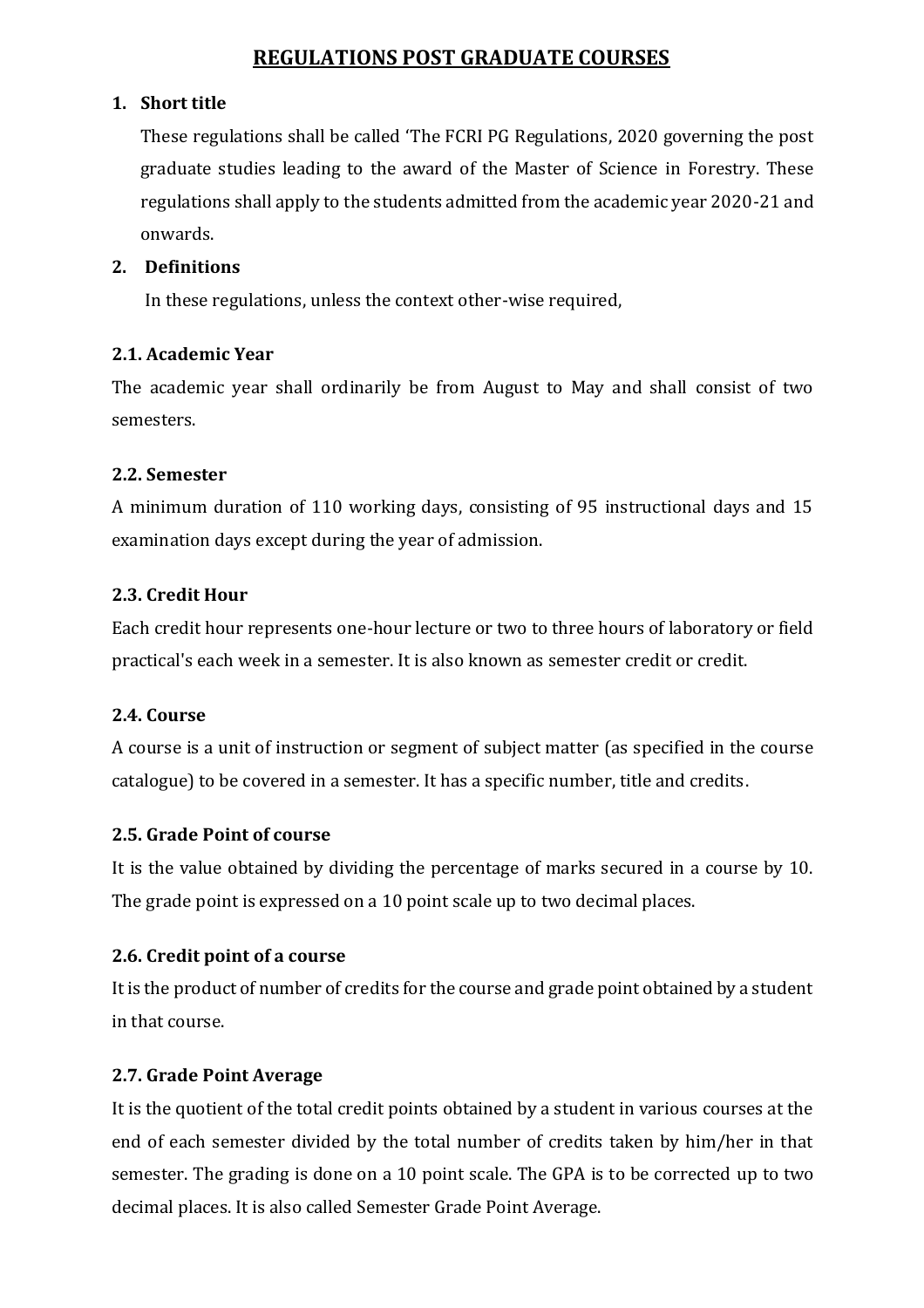# REGULATIONS POST GRADUATE COURSES

## 1. Short title

These regulations shall be called 'The FCRI PG Regulations, 2020 governing the post graduate studies leading to the award of the Master of Science in Forestry. These regulations shall apply to the students admitted from the academic year 2020-21 and onwards.

## 2. Definitions

In these regulations, unless the context other-wise required,

### 2.1. Academic Year

The academic year shall ordinarily be from August to May and shall consist of two semesters.

### 2.2. Semester

A minimum duration of 110 working days, consisting of 95 instructional days and 15 examination days except during the year of admission.

### 2.3. Credit Hour

Each credit hour represents one-hour lecture or two to three hours of laboratory or field practical's each week in a semester. It is also known as semester credit or credit.

### 2.4. Course

A course is a unit of instruction or segment of subject matter (as specified in the course catalogue) to be covered in a semester. It has a specific number, title and credits.

### 2.5. Grade Point of course

It is the value obtained by dividing the percentage of marks secured in a course by 10. The grade point is expressed on a 10 point scale up to two decimal places.

### 2.6. Credit point of a course

It is the product of number of credits for the course and grade point obtained by a student in that course.

### 2.7. Grade Point Average

It is the quotient of the total credit points obtained by a student in various courses at the end of each semester divided by the total number of credits taken by him/her in that semester. The grading is done on a 10 point scale. The GPA is to be corrected up to two decimal places. It is also called Semester Grade Point Average.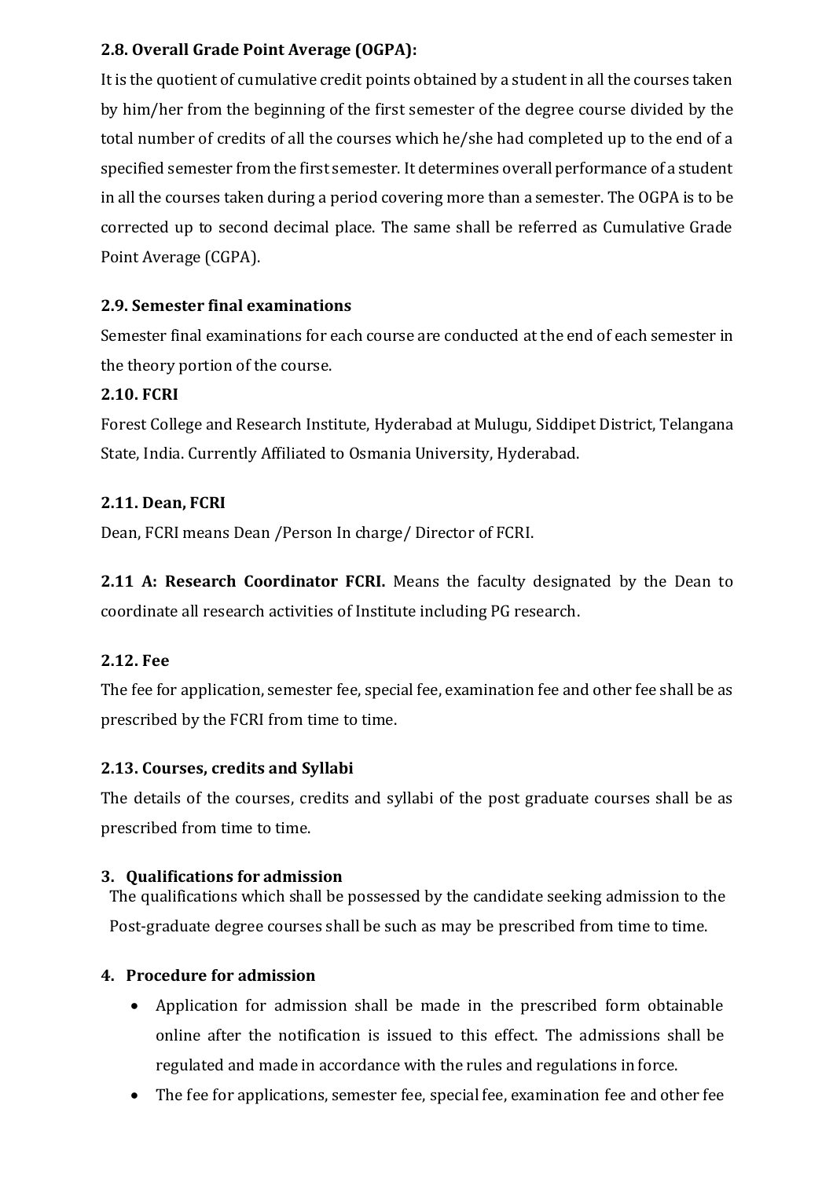### 2.8. Overall Grade Point Average (OGPA):

It is the quotient of cumulative credit points obtained by a student in all the courses taken by him/her from the beginning of the first semester of the degree course divided by the total number of credits of all the courses which he/she had completed up to the end of a specified semester from the first semester. It determines overall performance of a student in all the courses taken during a period covering more than a semester. The OGPA is to be corrected up to second decimal place. The same shall be referred as Cumulative Grade Point Average (CGPA).

### 2.9. Semester final examinations

Semester final examinations for each course are conducted at the end of each semester in the theory portion of the course.

### 2.10. FCRI

Forest College and Research Institute, Hyderabad at Mulugu, Siddipet District, Telangana State, India. Currently Affiliated to Osmania University, Hyderabad.

### 2.11. Dean, FCRI

Dean, FCRI means Dean /Person In charge/ Director of FCRI.

**2.11 A: Research Coordinator FCRI.** Means the faculty designated by the Dean to coordinate all research activities of Institute including PG research.

### 2.12. Fee

The fee for application, semester fee, special fee, examination fee and other fee shall be as prescribed by the FCRI from time to time.

### 2.13. Courses, credits and Syllabi

The details of the courses, credits and syllabi of the post graduate courses shall be as prescribed from time to time.

## 3. Qualifications for admission

The qualifications which shall be possessed by the candidate seeking admission to the Post-graduate degree courses shall be such as may be prescribed from time to time.

## 4. Procedure for admission

- Application for admission shall be made in the prescribed form obtainable online after the notification is issued to this effect. The admissions shall be regulated and made in accordance with the rules and regulations in force.
- The fee for applications, semester fee, special fee, examination fee and other fee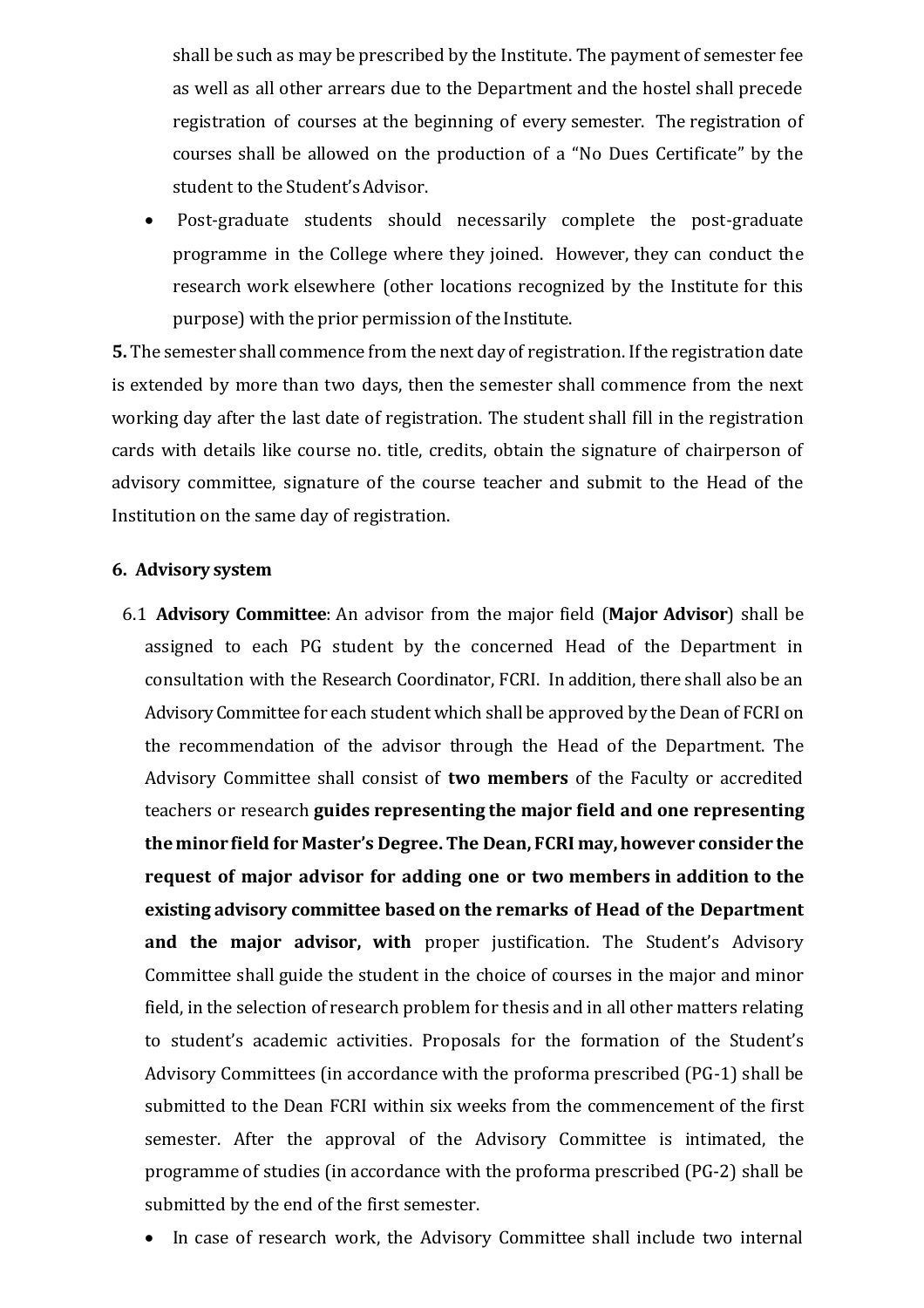shall be such as may be prescribed by the Institute. The payment of semester fee as well as all other arrears due to the Department and the hostel shall precede registration of courses at the beginning of every semester. The registration of courses shall be allowed on the production of a "No Dues Certificate" by the student to the Student's Advisor.

- Post-graduate students should necessarily complete the post-graduate programme in the College where they joined. However, they can conduct the research work elsewhere (other locations recognized by the Institute for this purpose) with the prior permission of the Institute.

**5.** The semester shall commence from the next day of registration. If the registration date is extended by more than two days, then the semester shall commence from the next working day after the last date of registration. The student shall fill in the registration cards with details like course no. title, credits, obtain the signature of chairperson of advisory committee, signature of the course teacher and submit to the Head of the Institution on the same day of registration.

**6. Advisory system**

6.1 **Advisory Committee**: An advisor from the major field (**Major Advisor**) shall be assigned to each PG student by the concerned Head of the Department in consultation with the Research Coordinator, FCRI. In addition, there shall also be an Advisory Committee for each student which shall be approved by the Dean of FCRI on the recommendation of the advisor through the Head of the Department. The Advisory Committee shall consist of **two members** of the Faculty or accredited teachers or research **guides representing the major field and one representing the minor field for Master's Degree. The Dean, FCRI may, however consider the request of major advisor for adding one or two members in addition to the existing advisory committee based on the remarks of Head of the Department and the major advisor, with** proper justification. The Student's Advisory Committee shall guide the student in the choice of courses in the major and minor field, in the selection of research problem for thesis and in all other matters relating to student's academic activities. Proposals for the formation of the Student's Advisory Committees (in accordance with the proforma prescribed (PG-1) shall be submitted to the Dean FCRI within six weeks from the commencement of the first semester. After the approval of the Advisory Committee is intimated, the programme of studies (in accordance with the proforma prescribed (PG-2) shall be submitted by the end of the first semester.

- In case of research work, the Advisory Committee shall include two internal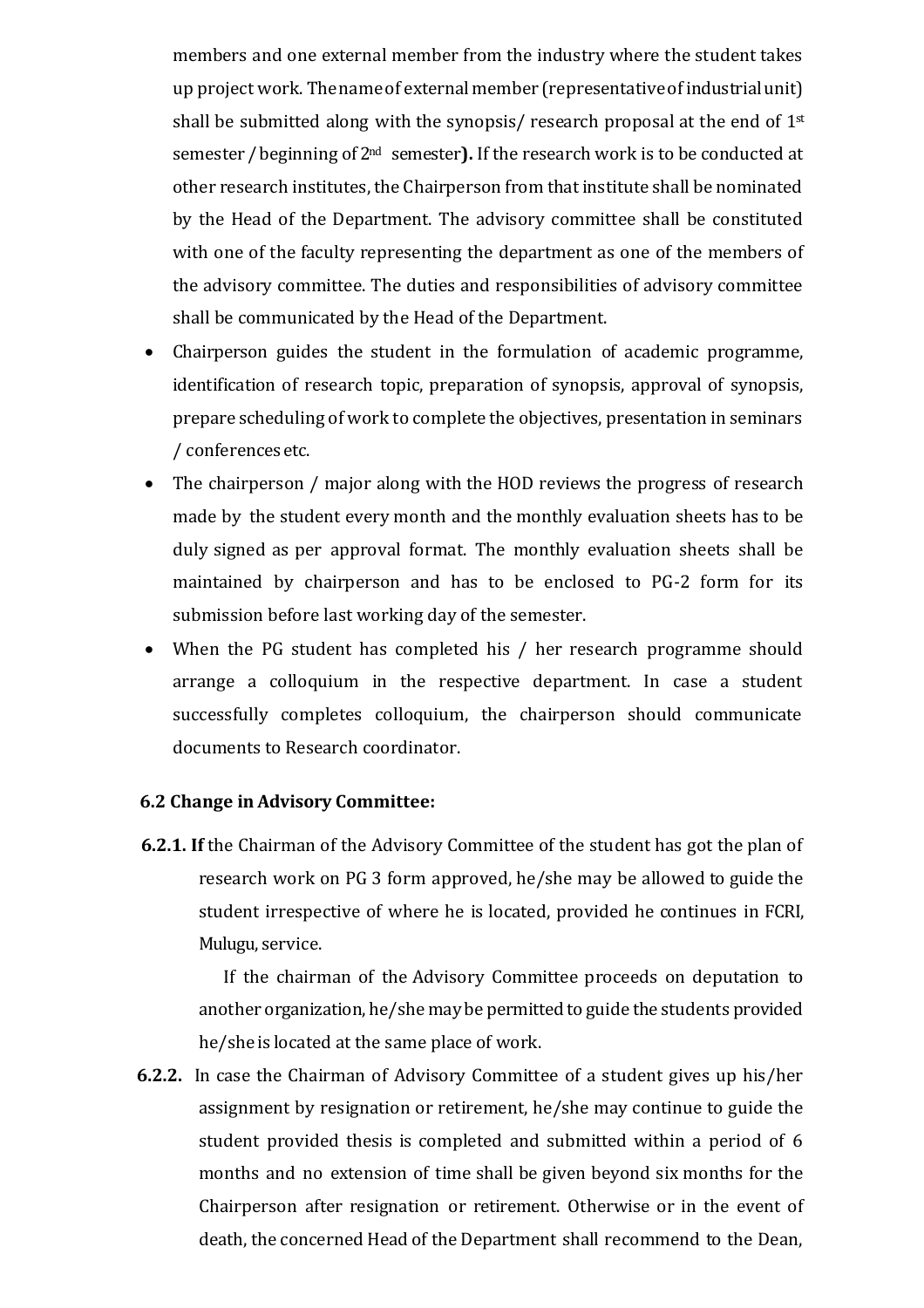members and one external member from the industry where the student takes up project work. The name of external member (representative of industrial unit) shall be submitted along with the synopsis/ research proposal at the end of 1st semester / beginning of 2nd semester**).** If the research work is to be conducted at other research institutes, the Chairperson from that institute shall be nominated by the Head of the Department. The advisory committee shall be constituted with one of the faculty representing the department as one of the members of the advisory committee. The duties and responsibilities of advisory committee shall be communicated by the Head of the Department.

- Chairperson guides the student in the formulation of academic programme, identification of research topic, preparation of synopsis, approval of synopsis, prepare scheduling of work to complete the objectives, presentation in seminars / conferences etc.
- The chairperson / major along with the HOD reviews the progress of research made by the student every month and the monthly evaluation sheets has to be duly signed as per approval format. The monthly evaluation sheets shall be maintained by chairperson and has to be enclosed to PG-2 form for its submission before last working day of the semester.
- When the PG student has completed his / her research programme should arrange a colloquium in the respective department. In case a student successfully completes colloquium, the chairperson should communicate documents to Research coordinator.

### 6.2 Change in Advisory Committee:

**6.2.1. If** the Chairman of the Advisory Committee of the student has got the plan of research work on PG 3 form approved, he/she may be allowed to guide the student irrespective of where he is located, provided he continues in FCRI, Mulugu, service.

If the chairman of the Advisory Committee proceeds on deputation to another organization, he/she may be permitted to guide the students provided he/she is located at the same place of work.

**6.2.2.** In case the Chairman of Advisory Committee of a student gives up his/her assignment by resignation or retirement, he/she may continue to guide the student provided thesis is completed and submitted within a period of 6 months and no extension of time shall be given beyond six months for the Chairperson after resignation or retirement. Otherwise or in the event of death, the concerned Head of the Department shall recommend to the Dean,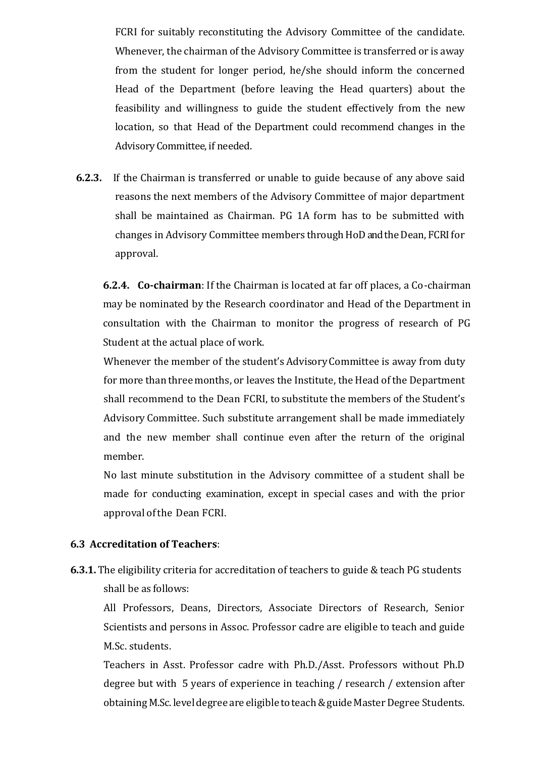FCRI for suitably reconstituting the Advisory Committee of the candidate. Whenever, the chairman of the Advisory Committee is transferred or is away from the student for longer period, he/she should inform the concerned Head of the Department (before leaving the Head quarters) about the feasibility and willingness to guide the student effectively from the new location, so that Head of the Department could recommend changes in the Advisory Committee, if needed.

**6.2.3.** If the Chairman is transferred or unable to guide because of any above said reasons the next members of the Advisory Committee of major department shall be maintained as Chairman. PG 1A form has to be submitted with changes in Advisory Committee members through HoD and the Dean, FCRI for approval.

**6.2.4. Co-chairman**: If the Chairman is located at far off places, a Co-chairman may be nominated by the Research coordinator and Head of the Department in consultation with the Chairman to monitor the progress of research of PG Student at the actual place of work.

Whenever the member of the student's Advisory Committee is away from duty for more than three months, or leaves the Institute, the Head of the Department shall recommend to the Dean FCRI, to substitute the members of the Student's Advisory Committee. Such substitute arrangement shall be made immediately and the new member shall continue even after the return of the original member.

No last minute substitution in the Advisory committee of a student shall be made for conducting examination, except in special cases and with the prior approval of the Dean FCRI.

### 6.3 Accreditation of Teachers:

**6.3.1.** The eligibility criteria for accreditation of teachers to guide & teach PG students shall be as follows:

All Professors, Deans, Directors, Associate Directors of Research, Senior Scientists and persons in Assoc. Professor cadre are eligible to teach and guide M.Sc. students.

Teachers in Asst. Professor cadre with Ph.D./Asst. Professors without Ph.D degree but with 5 years of experience in teaching / research / extension after obtaining M.Sc. level degree are eligible to teach & guide Master Degree Students.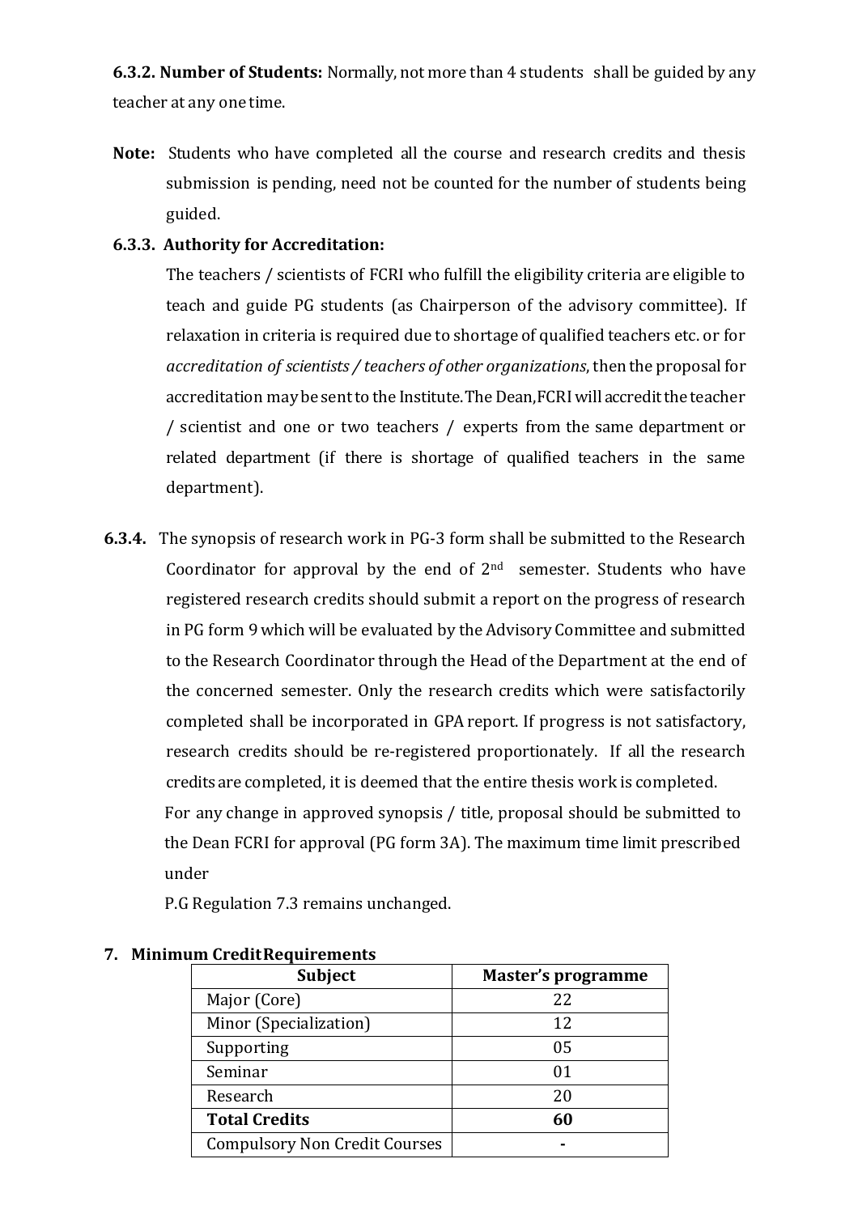**6.3.2. Number of Students:** Normally, not more than 4 students shall be guided by any teacher at any one time.

**Note:** Students who have completed all the course and research credits and thesis submission is pending, need not be counted for the number of students being guided.

**6.3.3. Authority for Accreditation:**

The teachers / scientists of FCRI who fulfill the eligibility criteria are eligible to teach and guide PG students (as Chairperson of the advisory committee). If relaxation in criteria is required due to shortage of qualified teachers etc. or for *accreditation of scientists / teachers of other organizations*, then the proposal for accreditation may be sent to the Institute. The Dean, FCRI will accredit the teacher / scientist and one or two teachers / experts from the same department or related department (if there is shortage of qualified teachers in the same department).

**6.3.4.** The synopsis of research work in PG-3 form shall be submitted to the Research Coordinator for approval by the end of 2nd semester. Students who have registered research credits should submit a report on the progress of research in PG form 9 which will be evaluated by the Advisory Committee and submitted to the Research Coordinator through the Head of the Department at the end of the concerned semester. Only the research credits which were satisfactorily completed shall be incorporated in GPA report. If progress is not satisfactory, research credits should be re-registered proportionately. If all the research credits are completed, it is deemed that the entire thesis work is completed.

For any change in approved synopsis / title, proposal should be submitted to the Dean FCRI for approval (PG form 3A). The maximum time limit prescribed under

P.G Regulation 7.3 remains unchanged.

**7. Minimum Credit Requirements**

| Subject | Master's programme |
|---|---|
| Major (Core) | 22 |
| Minor (Specialization) | 12 |
| Supporting | 05 |
| Seminar | 01 |
| Research | 20 |
| **Total Credits** | **60** |
| Compulsory Non Credit Courses | - |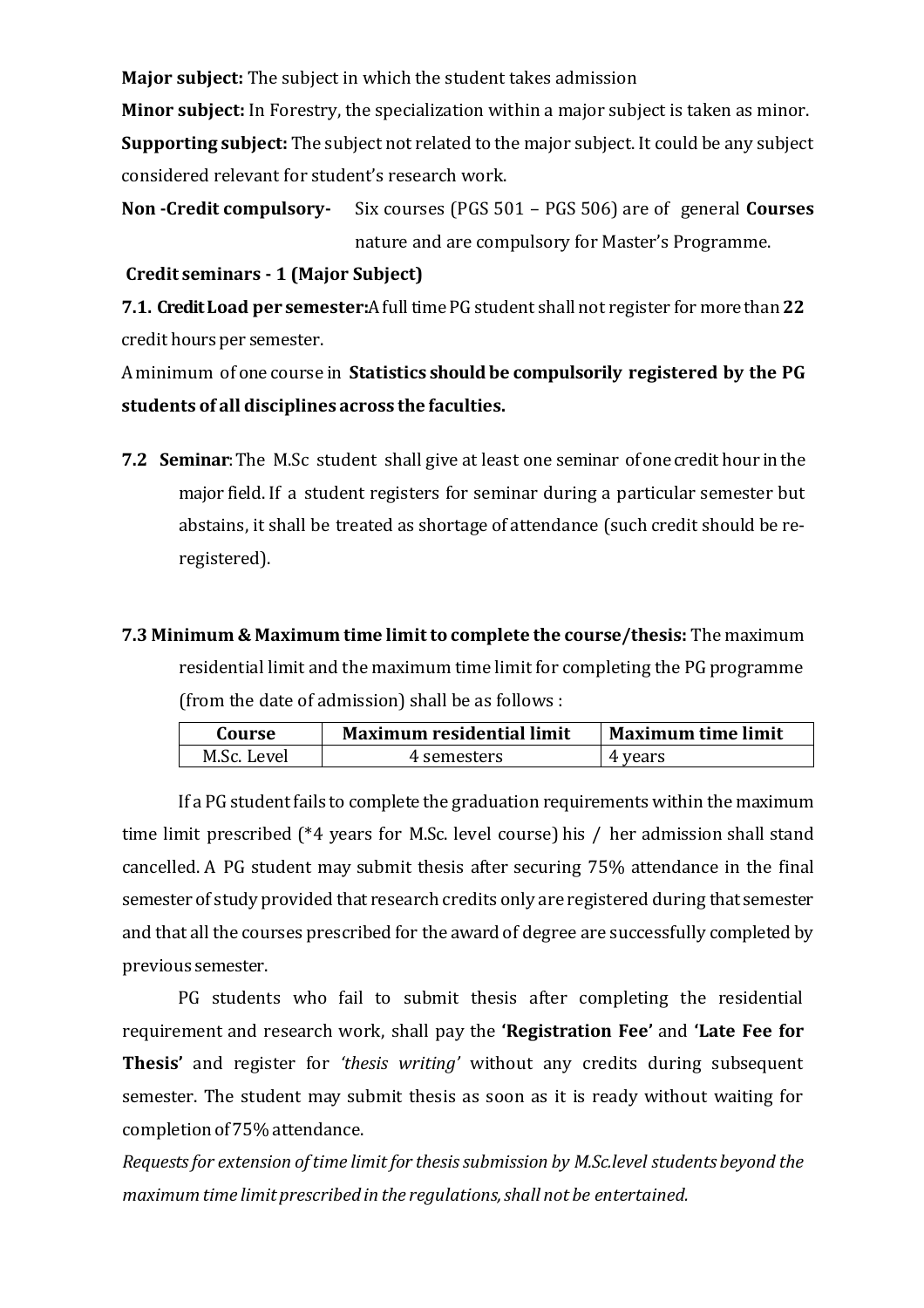**Major subject:** The subject in which the student takes admission

**Minor subject:** In Forestry, the specialization within a major subject is taken as minor.

**Supporting subject:** The subject not related to the major subject. It could be any subject considered relevant for student's research work.

**Non -Credit compulsory-** Six courses (PGS 501 – PGS 506) are of general **Courses** nature and are compulsory for Master's Programme.

**Credit seminars - 1 (Major Subject)**

**7.1. Credit Load per semester:** A full time PG student shall not register for more than **22** credit hours per semester.

A minimum of one course in **Statistics should be compulsorily registered by the PG students of all disciplines across the faculties.**

**7.2 Seminar**: The M.Sc student shall give at least one seminar of one credit hour in the major field. If a student registers for seminar during a particular semester but abstains, it shall be treated as shortage of attendance (such credit should be re-registered).

**7.3 Minimum & Maximum time limit to complete the course/thesis:** The maximum residential limit and the maximum time limit for completing the PG programme (from the date of admission) shall be as follows :

| Course | Maximum residential limit | Maximum time limit |
|---|---|---|
| M.Sc. Level | 4 semesters | 4 years |

If a PG student fails to complete the graduation requirements within the maximum time limit prescribed (*4 years for M.Sc. level course) his / her admission shall stand cancelled. A PG student may submit thesis after securing 75% attendance in the final semester of study provided that research credits only are registered during that semester and that all the courses prescribed for the award of degree are successfully completed by previous semester.

PG students who fail to submit thesis after completing the residential requirement and research work, shall pay the **'Registration Fee'** and **'Late Fee for Thesis'** and register for *'thesis writing'* without any credits during subsequent semester. The student may submit thesis as soon as it is ready without waiting for completion of 75% attendance.

*Requests for extension of time limit for thesis submission by M.Sc.level students beyond the maximum time limit prescribed in the regulations, shall not be entertained.*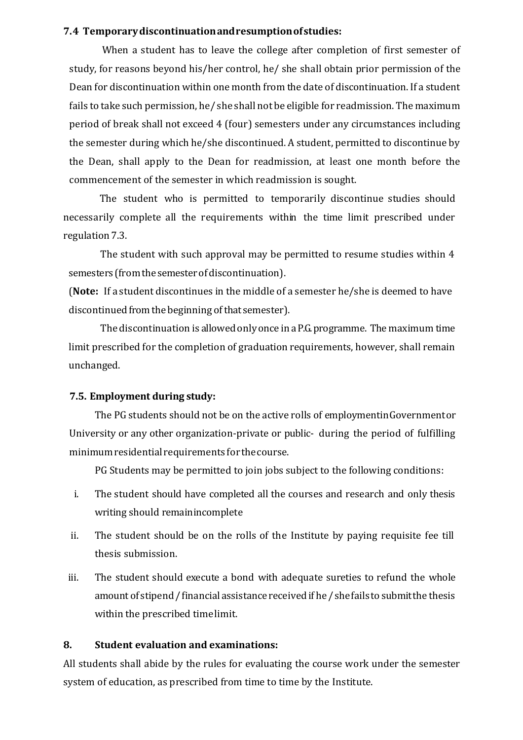### 7.4 Temporary discontinuation and resumption of studies:

When a student has to leave the college after completion of first semester of study, for reasons beyond his/her control, he/ she shall obtain prior permission of the Dean for discontinuation within one month from the date of discontinuation. If a student fails to take such permission, he/ she shall not be eligible for readmission. The maximum period of break shall not exceed 4 (four) semesters under any circumstances including the semester during which he/she discontinued. A student, permitted to discontinue by the Dean, shall apply to the Dean for readmission, at least one month before the commencement of the semester in which readmission is sought.

The student who is permitted to temporarily discontinue studies should necessarily complete all the requirements within the time limit prescribed under regulation 7.3.

The student with such approval may be permitted to resume studies within 4 semesters (from the semester of discontinuation).

(**Note:** If a student discontinues in the middle of a semester he/she is deemed to have discontinued from the beginning of that semester).

The discontinuation is allowed only once in a P.G. programme. The maximum time limit prescribed for the completion of graduation requirements, however, shall remain unchanged.

### 7.5. Employment during study:

The PG students should not be on the active rolls of employment in Government or University or any other organization-private or public- during the period of fulfilling minimum residential requirements for the course.

PG Students may be permitted to join jobs subject to the following conditions:

i. The student should have completed all the courses and research and only thesis writing should remain incomplete

ii. The student should be on the rolls of the Institute by paying requisite fee till thesis submission.

iii. The student should execute a bond with adequate sureties to refund the whole amount of stipend / financial assistance received if he / she fails to submit the thesis within the prescribed time limit.

## 8. Student evaluation and examinations:

All students shall abide by the rules for evaluating the course work under the semester system of education, as prescribed from time to time by the Institute.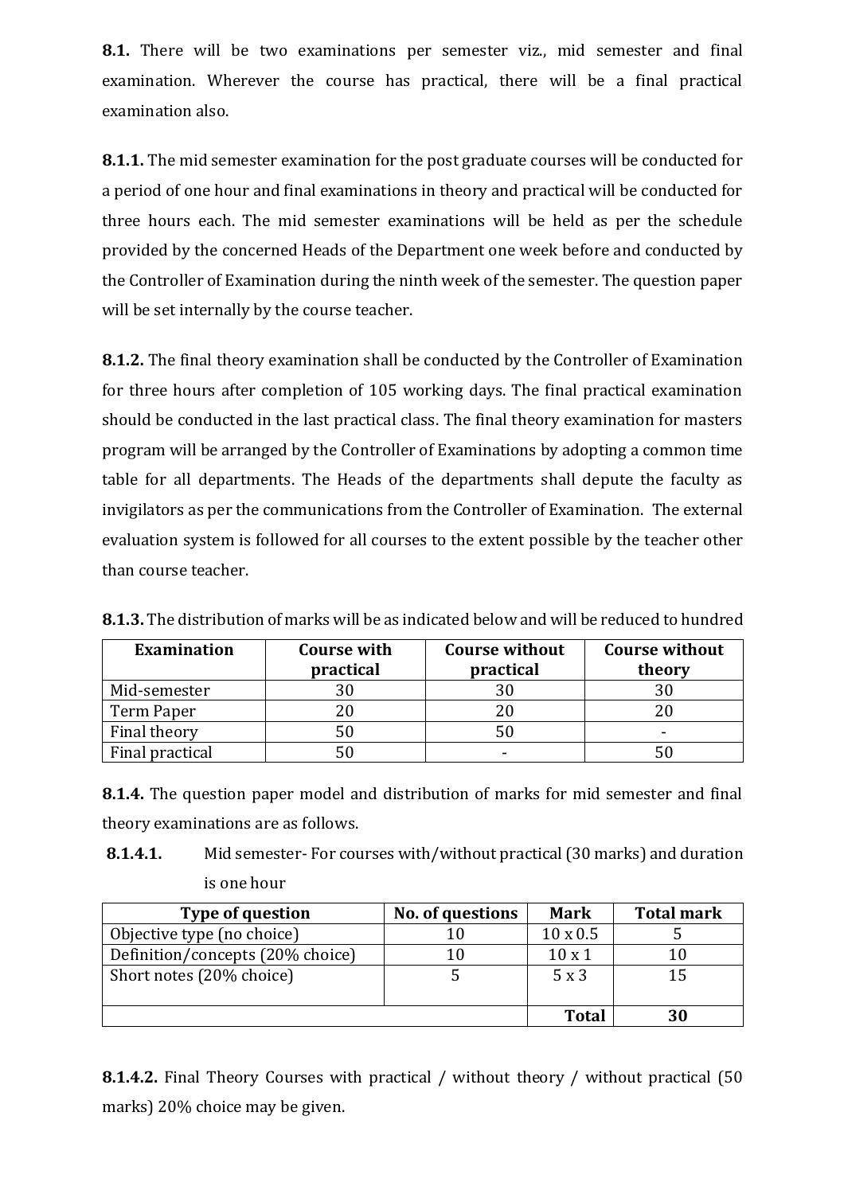**8.1.** There will be two examinations per semester viz., mid semester and final examination. Wherever the course has practical, there will be a final practical examination also.

**8.1.1.** The mid semester examination for the post graduate courses will be conducted for a period of one hour and final examinations in theory and practical will be conducted for three hours each. The mid semester examinations will be held as per the schedule provided by the concerned Heads of the Department one week before and conducted by the Controller of Examination during the ninth week of the semester. The question paper will be set internally by the course teacher.

**8.1.2.** The final theory examination shall be conducted by the Controller of Examination for three hours after completion of 105 working days. The final practical examination should be conducted in the last practical class. The final theory examination for masters program will be arranged by the Controller of Examinations by adopting a common time table for all departments. The Heads of the departments shall depute the faculty as invigilators as per the communications from the Controller of Examination. The external evaluation system is followed for all courses to the extent possible by the teacher other than course teacher.

**8.1.3.** The distribution of marks will be as indicated below and will be reduced to hundred

| Examination | Course with practical | Course without practical | Course without theory |
|---|---|---|---|
| Mid-semester | 30 | 30 | 30 |
| Term Paper | 20 | 20 | 20 |
| Final theory | 50 | 50 | - |
| Final practical | 50 | - | 50 |

**8.1.4.** The question paper model and distribution of marks for mid semester and final theory examinations are as follows.

**8.1.4.1.** Mid semester- For courses with/without practical (30 marks) and duration is one hour

| Type of question | No. of questions | Mark | Total mark |
|---|---|---|---|
| Objective type (no choice) | 10 | 10 x 0.5 | 5 |
| Definition/concepts (20% choice) | 10 | 10 x 1 | 10 |
| Short notes (20% choice) | 5 | 5 x 3 | 15 |
| | | **Total** | **30** |

**8.1.4.2.** Final Theory Courses with practical / without theory / without practical (50 marks) 20% choice may be given.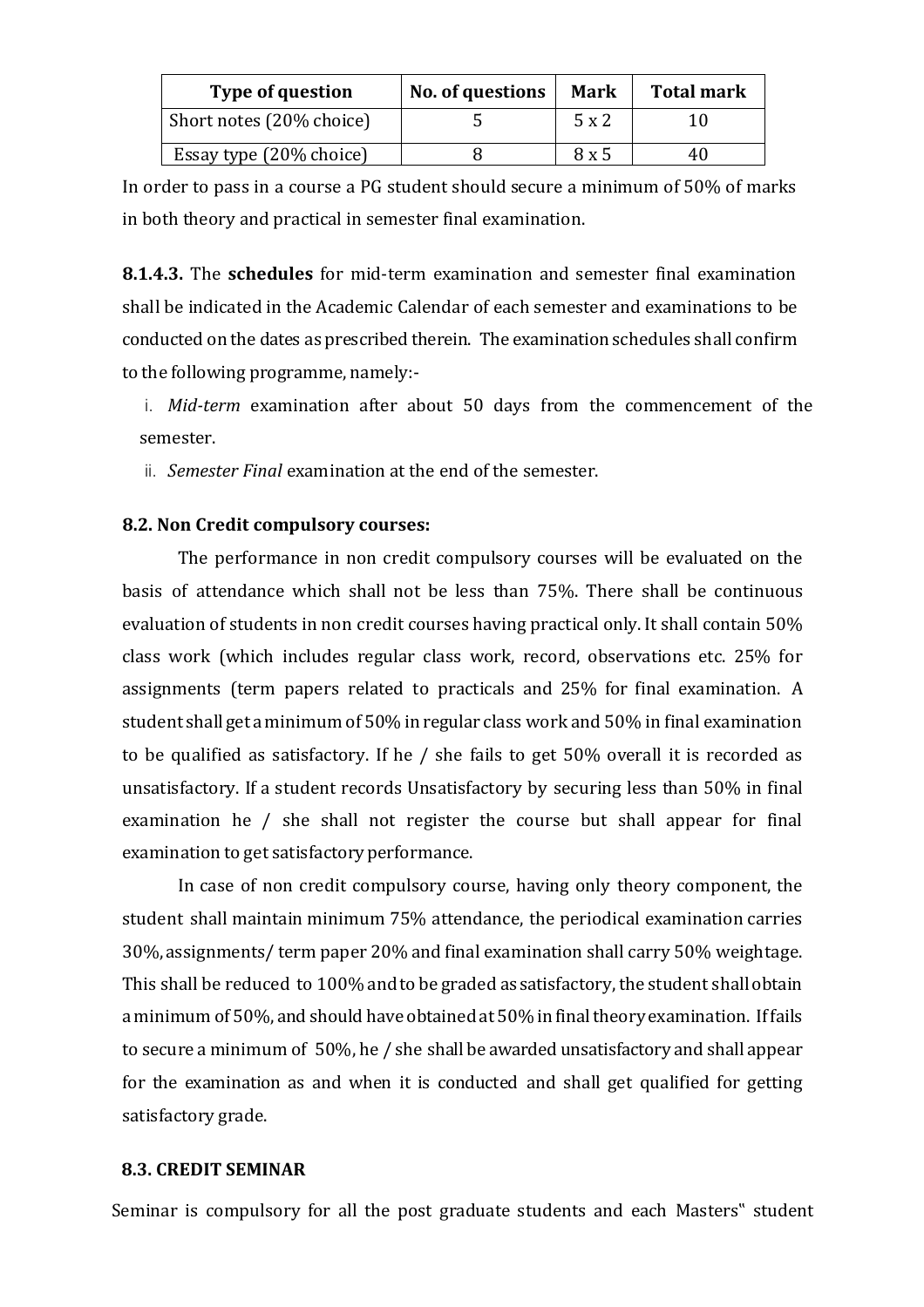| Type of question | No. of questions | Mark | Total mark |
|---|---|---|---|
| Short notes (20% choice) | 5 | 5 x 2 | 10 |
| Essay type (20% choice) | 8 | 8 x 5 | 40 |

In order to pass in a course a PG student should secure a minimum of 50% of marks in both theory and practical in semester final examination.

**8.1.4.3.** The **schedules** for mid-term examination and semester final examination shall be indicated in the Academic Calendar of each semester and examinations to be conducted on the dates as prescribed therein. The examination schedules shall confirm to the following programme, namely:-

i. *Mid-term* examination after about 50 days from the commencement of the semester.

ii. *Semester Final* examination at the end of the semester.

### 8.2. Non Credit compulsory courses:

The performance in non credit compulsory courses will be evaluated on the basis of attendance which shall not be less than 75%. There shall be continuous evaluation of students in non credit courses having practical only. It shall contain 50% class work (which includes regular class work, record, observations etc. 25% for assignments (term papers related to practicals and 25% for final examination. A student shall get a minimum of 50% in regular class work and 50% in final examination to be qualified as satisfactory. If he / she fails to get 50% overall it is recorded as unsatisfactory. If a student records Unsatisfactory by securing less than 50% in final examination he / she shall not register the course but shall appear for final examination to get satisfactory performance.

In case of non credit compulsory course, having only theory component, the student shall maintain minimum 75% attendance, the periodical examination carries 30%, assignments/ term paper 20% and final examination shall carry 50% weightage. This shall be reduced to 100% and to be graded as satisfactory, the student shall obtain a minimum of 50%, and should have obtained at 50% in final theory examination. If fails to secure a minimum of 50%, he / she shall be awarded unsatisfactory and shall appear for the examination as and when it is conducted and shall get qualified for getting satisfactory grade.

### 8.3. CREDIT SEMINAR

Seminar is compulsory for all the post graduate students and each Masters" student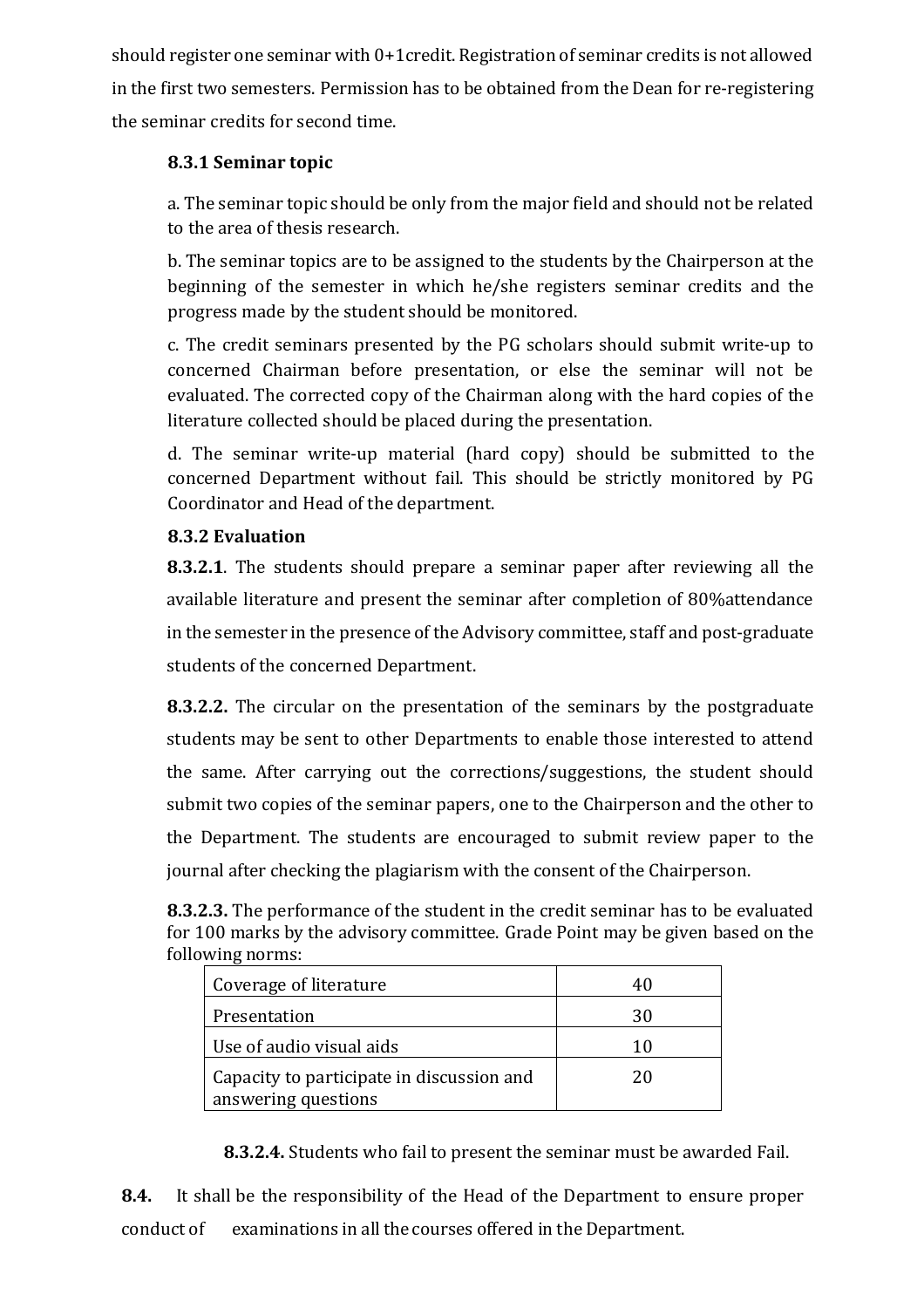should register one seminar with 0+1credit. Registration of seminar credits is not allowed in the first two semesters. Permission has to be obtained from the Dean for re-registering the seminar credits for second time.

#### 8.3.1 Seminar topic

a. The seminar topic should be only from the major field and should not be related to the area of thesis research.

b. The seminar topics are to be assigned to the students by the Chairperson at the beginning of the semester in which he/she registers seminar credits and the progress made by the student should be monitored.

c. The credit seminars presented by the PG scholars should submit write-up to concerned Chairman before presentation, or else the seminar will not be evaluated. The corrected copy of the Chairman along with the hard copies of the literature collected should be placed during the presentation.

d. The seminar write-up material (hard copy) should be submitted to the concerned Department without fail. This should be strictly monitored by PG Coordinator and Head of the department.

#### 8.3.2 Evaluation

**8.3.2.1**. The students should prepare a seminar paper after reviewing all the available literature and present the seminar after completion of 80%attendance in the semester in the presence of the Advisory committee, staff and post-graduate students of the concerned Department.

**8.3.2.2.** The circular on the presentation of the seminars by the postgraduate students may be sent to other Departments to enable those interested to attend the same. After carrying out the corrections/suggestions, the student should submit two copies of the seminar papers, one to the Chairperson and the other to the Department. The students are encouraged to submit review paper to the journal after checking the plagiarism with the consent of the Chairperson.

**8.3.2.3.** The performance of the student in the credit seminar has to be evaluated for 100 marks by the advisory committee. Grade Point may be given based on the following norms:

| | |
|---|---|
| Coverage of literature | 40 |
| Presentation | 30 |
| Use of audio visual aids | 10 |
| Capacity to participate in discussion and answering questions | 20 |

**8.3.2.4.** Students who fail to present the seminar must be awarded Fail.

**8.4.** It shall be the responsibility of the Head of the Department to ensure proper conduct of examinations in all the courses offered in the Department.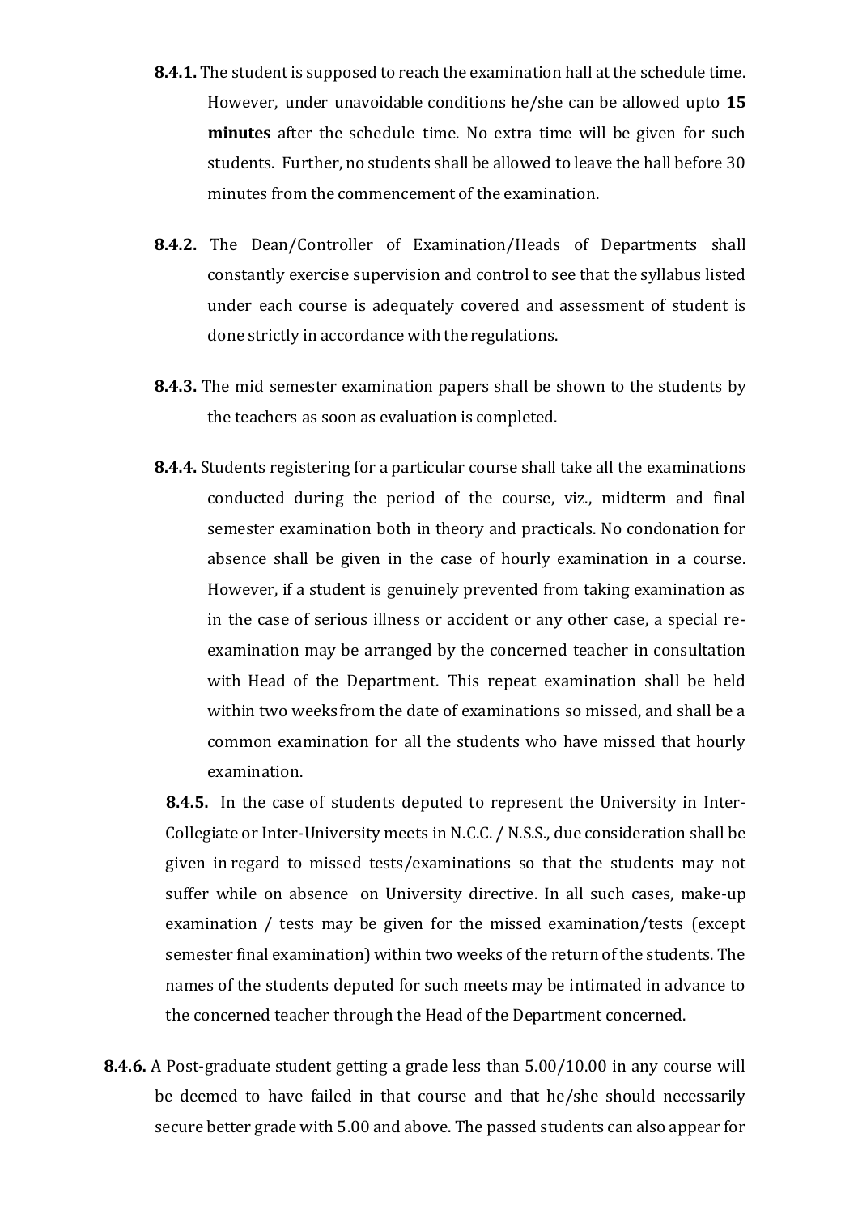**8.4.1.** The student is supposed to reach the examination hall at the schedule time. However, under unavoidable conditions he/she can be allowed upto **15 minutes** after the schedule time. No extra time will be given for such students. Further, no students shall be allowed to leave the hall before 30 minutes from the commencement of the examination.

**8.4.2.** The Dean/Controller of Examination/Heads of Departments shall constantly exercise supervision and control to see that the syllabus listed under each course is adequately covered and assessment of student is done strictly in accordance with the regulations.

**8.4.3.** The mid semester examination papers shall be shown to the students by the teachers as soon as evaluation is completed.

**8.4.4.** Students registering for a particular course shall take all the examinations conducted during the period of the course, viz., midterm and final semester examination both in theory and practicals. No condonation for absence shall be given in the case of hourly examination in a course. However, if a student is genuinely prevented from taking examination as in the case of serious illness or accident or any other case, a special re-examination may be arranged by the concerned teacher in consultation with Head of the Department. This repeat examination shall be held within two weeks from the date of examinations so missed, and shall be a common examination for all the students who have missed that hourly examination.

**8.4.5.** In the case of students deputed to represent the University in Inter-Collegiate or Inter-University meets in N.C.C. / N.S.S., due consideration shall be given in regard to missed tests/examinations so that the students may not suffer while on absence on University directive. In all such cases, make-up examination / tests may be given for the missed examination/tests (except semester final examination) within two weeks of the return of the students. The names of the students deputed for such meets may be intimated in advance to the concerned teacher through the Head of the Department concerned.

**8.4.6.** A Post-graduate student getting a grade less than 5.00/10.00 in any course will be deemed to have failed in that course and that he/she should necessarily secure better grade with 5.00 and above. The passed students can also appear for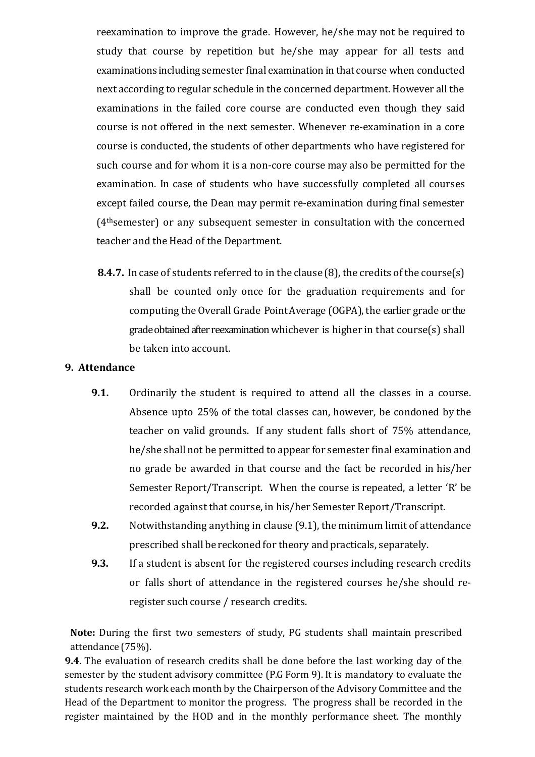reexamination to improve the grade. However, he/she may not be required to study that course by repetition but he/she may appear for all tests and examinations including semester final examination in that course when conducted next according to regular schedule in the concerned department. However all the examinations in the failed core course are conducted even though they said course is not offered in the next semester. Whenever re-examination in a core course is conducted, the students of other departments who have registered for such course and for whom it is a non-core course may also be permitted for the examination. In case of students who have successfully completed all courses except failed course, the Dean may permit re-examination during final semester (4th semester) or any subsequent semester in consultation with the concerned teacher and the Head of the Department.

**8.4.7.** In case of students referred to in the clause (8), the credits of the course(s) shall be counted only once for the graduation requirements and for computing the Overall Grade Point Average (OGPA), the earlier grade or the grade obtained after reexamination whichever is higher in that course(s) shall be taken into account.

## 9. Attendance

**9.1.** Ordinarily the student is required to attend all the classes in a course. Absence upto 25% of the total classes can, however, be condoned by the teacher on valid grounds. If any student falls short of 75% attendance, he/she shall not be permitted to appear for semester final examination and no grade be awarded in that course and the fact be recorded in his/her Semester Report/Transcript. When the course is repeated, a letter 'R' be recorded against that course, in his/her Semester Report/Transcript.

**9.2.** Notwithstanding anything in clause (9.1), the minimum limit of attendance prescribed shall be reckoned for theory and practicals, separately.

**9.3.** If a student is absent for the registered courses including research credits or falls short of attendance in the registered courses he/she should re-register such course / research credits.

**Note:** During the first two semesters of study, PG students shall maintain prescribed attendance (75%).

**9.4**. The evaluation of research credits shall be done before the last working day of the semester by the student advisory committee (P.G Form 9). It is mandatory to evaluate the students research work each month by the Chairperson of the Advisory Committee and the Head of the Department to monitor the progress. The progress shall be recorded in the register maintained by the HOD and in the monthly performance sheet. The monthly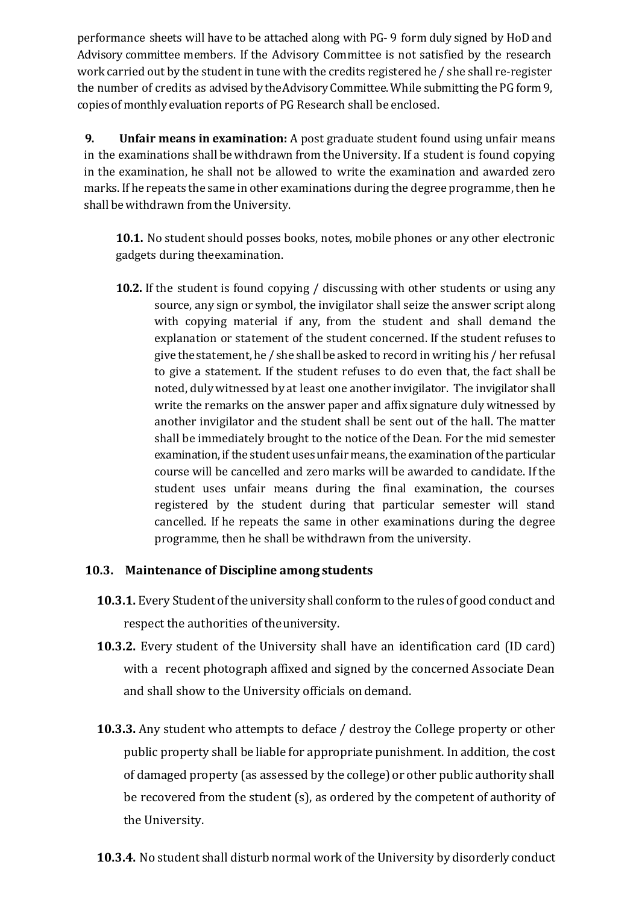performance sheets will have to be attached along with PG- 9 form duly signed by HoD and Advisory committee members. If the Advisory Committee is not satisfied by the research work carried out by the student in tune with the credits registered he / she shall re-register the number of credits as advised by the Advisory Committee. While submitting the PG form 9, copies of monthly evaluation reports of PG Research shall be enclosed.

**9. Unfair means in examination:** A post graduate student found using unfair means in the examinations shall be withdrawn from the University. If a student is found copying in the examination, he shall not be allowed to write the examination and awarded zero marks. If he repeats the same in other examinations during the degree programme, then he shall be withdrawn from the University.

**10.1.** No student should posses books, notes, mobile phones or any other electronic gadgets during the examination.

**10.2.** If the student is found copying / discussing with other students or using any source, any sign or symbol, the invigilator shall seize the answer script along with copying material if any, from the student and shall demand the explanation or statement of the student concerned. If the student refuses to give the statement, he / she shall be asked to record in writing his / her refusal to give a statement. If the student refuses to do even that, the fact shall be noted, duly witnessed by at least one another invigilator. The invigilator shall write the remarks on the answer paper and affix signature duly witnessed by another invigilator and the student shall be sent out of the hall. The matter shall be immediately brought to the notice of the Dean. For the mid semester examination, if the student uses unfair means, the examination of the particular course will be cancelled and zero marks will be awarded to candidate. If the student uses unfair means during the final examination, the courses registered by the student during that particular semester will stand cancelled. If he repeats the same in other examinations during the degree programme, then he shall be withdrawn from the university.

### 10.3. Maintenance of Discipline among students

**10.3.1.** Every Student of the university shall conform to the rules of good conduct and respect the authorities of the university.

**10.3.2.** Every student of the University shall have an identification card (ID card) with a recent photograph affixed and signed by the concerned Associate Dean and shall show to the University officials on demand.

**10.3.3.** Any student who attempts to deface / destroy the College property or other public property shall be liable for appropriate punishment. In addition, the cost of damaged property (as assessed by the college) or other public authority shall be recovered from the student (s), as ordered by the competent of authority of the University.

**10.3.4.** No student shall disturb normal work of the University by disorderly conduct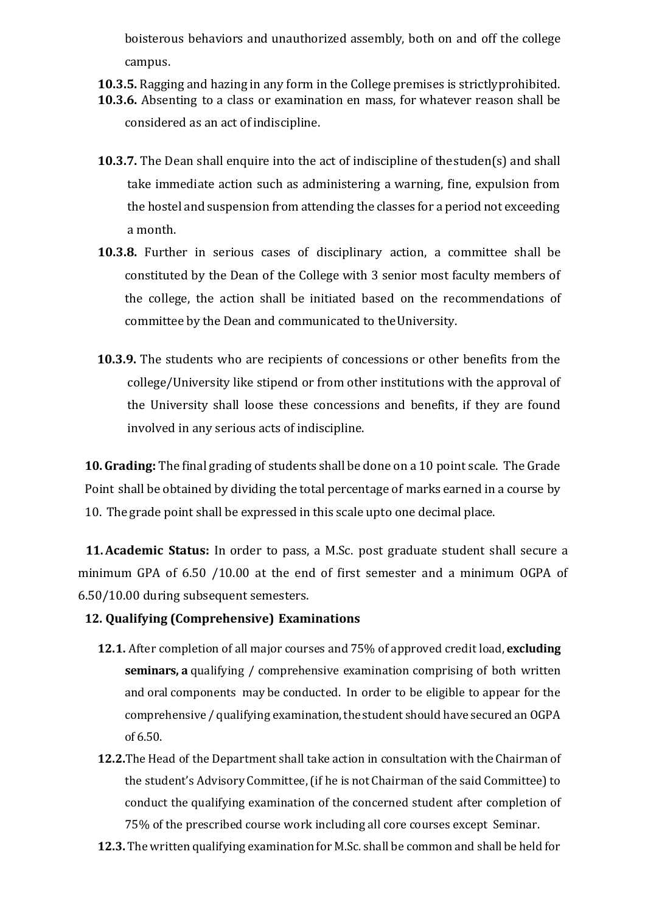boisterous behaviors and unauthorized assembly, both on and off the college campus.

**10.3.5.** Ragging and hazing in any form in the College premises is strictly prohibited.

**10.3.6.** Absenting to a class or examination en mass, for whatever reason shall be considered as an act of indiscipline.

**10.3.7.** The Dean shall enquire into the act of indiscipline of the studen(s) and shall take immediate action such as administering a warning, fine, expulsion from the hostel and suspension from attending the classes for a period not exceeding a month.

**10.3.8.** Further in serious cases of disciplinary action, a committee shall be constituted by the Dean of the College with 3 senior most faculty members of the college, the action shall be initiated based on the recommendations of committee by the Dean and communicated to the University.

**10.3.9.** The students who are recipients of concessions or other benefits from the college/University like stipend or from other institutions with the approval of the University shall loose these concessions and benefits, if they are found involved in any serious acts of indiscipline.

**10. Grading:** The final grading of students shall be done on a 10 point scale. The Grade Point shall be obtained by dividing the total percentage of marks earned in a course by 10. The grade point shall be expressed in this scale upto one decimal place.

**11. Academic Status:** In order to pass, a M.Sc. post graduate student shall secure a minimum GPA of 6.50 /10.00 at the end of first semester and a minimum OGPA of 6.50/10.00 during subsequent semesters.

**12. Qualifying (Comprehensive) Examinations**

**12.1.** After completion of all major courses and 75% of approved credit load, **excluding seminars, a** qualifying / comprehensive examination comprising of both written and oral components may be conducted. In order to be eligible to appear for the comprehensive / qualifying examination, the student should have secured an OGPA of 6.50.

**12.2.** The Head of the Department shall take action in consultation with the Chairman of the student's Advisory Committee, (if he is not Chairman of the said Committee) to conduct the qualifying examination of the concerned student after completion of 75% of the prescribed course work including all core courses except Seminar.

**12.3.** The written qualifying examination for M.Sc. shall be common and shall be held for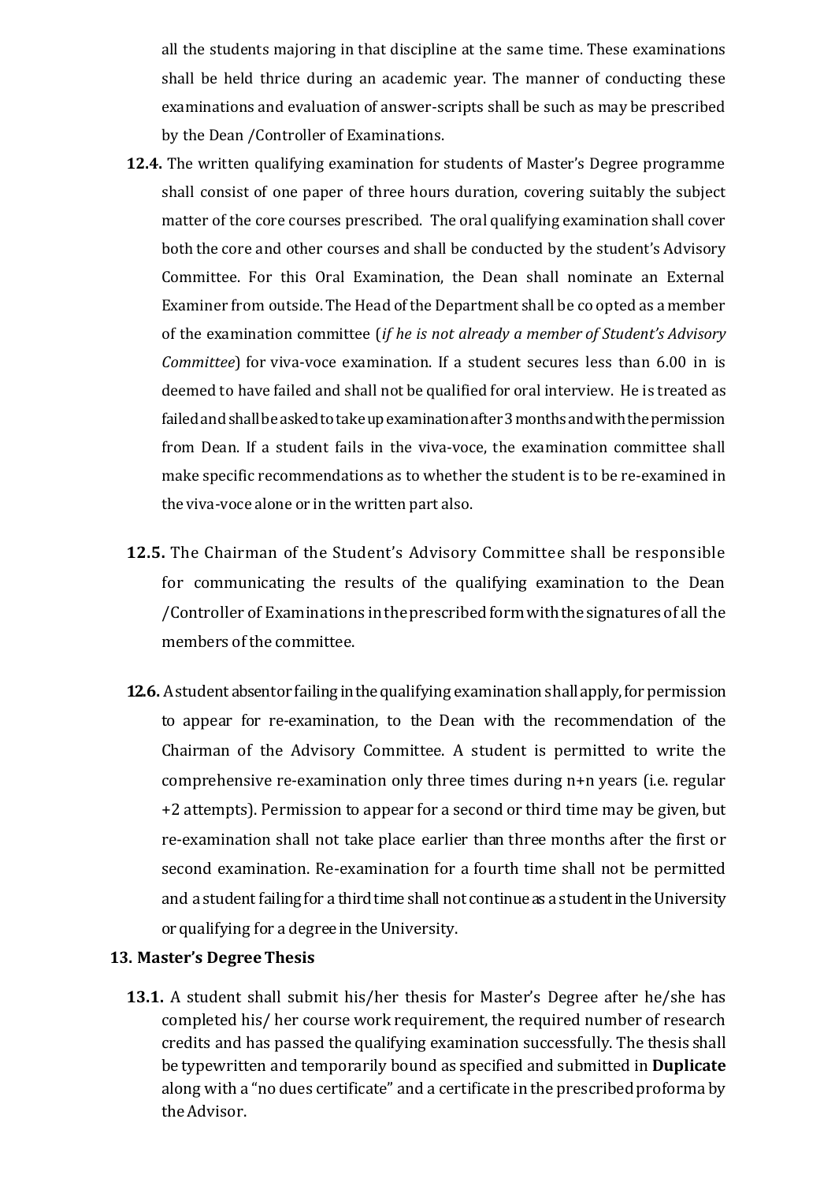all the students majoring in that discipline at the same time. These examinations shall be held thrice during an academic year. The manner of conducting these examinations and evaluation of answer-scripts shall be such as may be prescribed by the Dean /Controller of Examinations.

**12.4.** The written qualifying examination for students of Master's Degree programme shall consist of one paper of three hours duration, covering suitably the subject matter of the core courses prescribed. The oral qualifying examination shall cover both the core and other courses and shall be conducted by the student's Advisory Committee. For this Oral Examination, the Dean shall nominate an External Examiner from outside. The Head of the Department shall be co opted as a member of the examination committee (*if he is not already a member of Student's Advisory Committee*) for viva-voce examination. If a student secures less than 6.00 in is deemed to have failed and shall not be qualified for oral interview. He is treated as failed and shall be asked to take up examination after 3 months and with the permission from Dean. If a student fails in the viva-voce, the examination committee shall make specific recommendations as to whether the student is to be re-examined in the viva-voce alone or in the written part also.

**12.5.** The Chairman of the Student's Advisory Committee shall be responsible for communicating the results of the qualifying examination to the Dean /Controller of Examinations in the prescribed form with the signatures of all the members of the committee.

**12.6.** A student absent or failing in the qualifying examination shall apply, for permission to appear for re-examination, to the Dean with the recommendation of the Chairman of the Advisory Committee. A student is permitted to write the comprehensive re-examination only three times during n+n years (i.e. regular +2 attempts). Permission to appear for a second or third time may be given, but re-examination shall not take place earlier than three months after the first or second examination. Re-examination for a fourth time shall not be permitted and a student failing for a third time shall not continue as a student in the University or qualifying for a degree in the University.

## 13. Master's Degree Thesis

**13.1.** A student shall submit his/her thesis for Master's Degree after he/she has completed his/ her course work requirement, the required number of research credits and has passed the qualifying examination successfully. The thesis shall be typewritten and temporarily bound as specified and submitted in **Duplicate** along with a "no dues certificate" and a certificate in the prescribed proforma by the Advisor.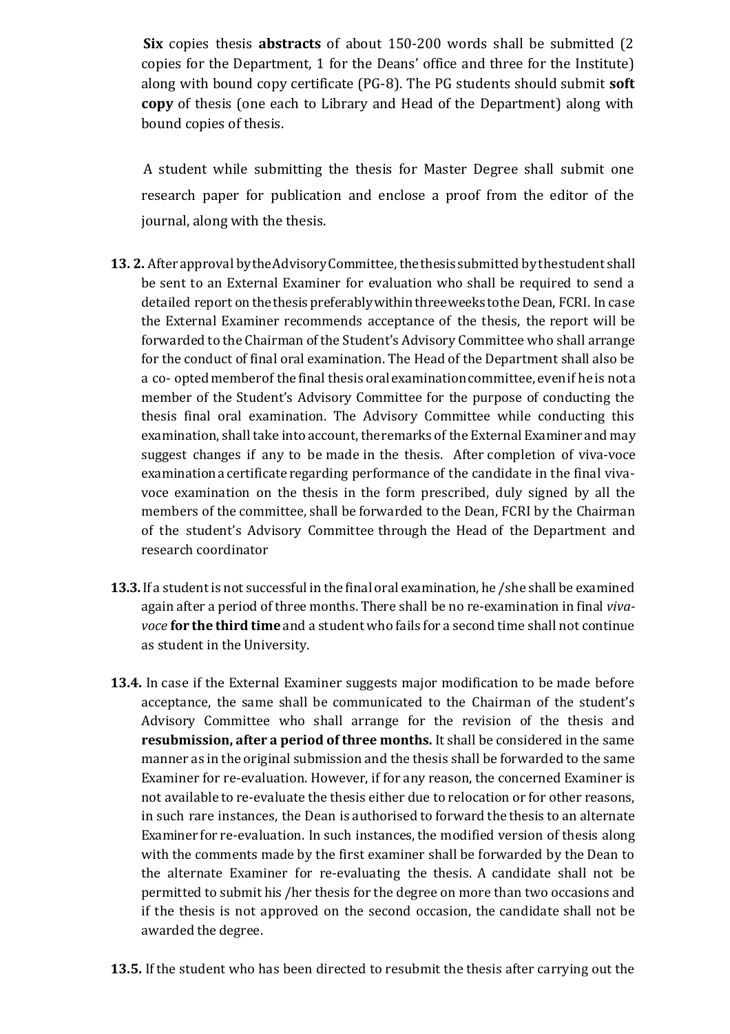**Six** copies thesis **abstracts** of about 150-200 words shall be submitted (2 copies for the Department, 1 for the Deans' office and three for the Institute) along with bound copy certificate (PG-8). The PG students should submit **soft copy** of thesis (one each to Library and Head of the Department) along with bound copies of thesis.

A student while submitting the thesis for Master Degree shall submit one research paper for publication and enclose a proof from the editor of the journal, along with the thesis.

**13. 2.** After approval by the Advisory Committee, the thesis submitted by the student shall be sent to an External Examiner for evaluation who shall be required to send a detailed report on the thesis preferably within three weeks to the Dean, FCRI. In case the External Examiner recommends acceptance of the thesis, the report will be forwarded to the Chairman of the Student's Advisory Committee who shall arrange for the conduct of final oral examination. The Head of the Department shall also be a co- opted member of the final thesis oral examination committee, even if he is not a member of the Student's Advisory Committee for the purpose of conducting the thesis final oral examination. The Advisory Committee while conducting this examination, shall take into account, the remarks of the External Examiner and may suggest changes if any to be made in the thesis. After completion of viva-voce examination a certificate regarding performance of the candidate in the final viva-voce examination on the thesis in the form prescribed, duly signed by all the members of the committee, shall be forwarded to the Dean, FCRI by the Chairman of the student's Advisory Committee through the Head of the Department and research coordinator

**13.3.** If a student is not successful in the final oral examination, he /she shall be examined again after a period of three months. There shall be no re-examination in final *viva-voce* **for the third time** and a student who fails for a second time shall not continue as student in the University.

**13.4.** In case if the External Examiner suggests major modification to be made before acceptance, the same shall be communicated to the Chairman of the student's Advisory Committee who shall arrange for the revision of the thesis and **resubmission, after a period of three months.** It shall be considered in the same manner as in the original submission and the thesis shall be forwarded to the same Examiner for re-evaluation. However, if for any reason, the concerned Examiner is not available to re-evaluate the thesis either due to relocation or for other reasons, in such rare instances, the Dean is authorised to forward the thesis to an alternate Examiner for re-evaluation. In such instances, the modified version of thesis along with the comments made by the first examiner shall be forwarded by the Dean to the alternate Examiner for re-evaluating the thesis. A candidate shall not be permitted to submit his /her thesis for the degree on more than two occasions and if the thesis is not approved on the second occasion, the candidate shall not be awarded the degree.

**13.5.** If the student who has been directed to resubmit the thesis after carrying out the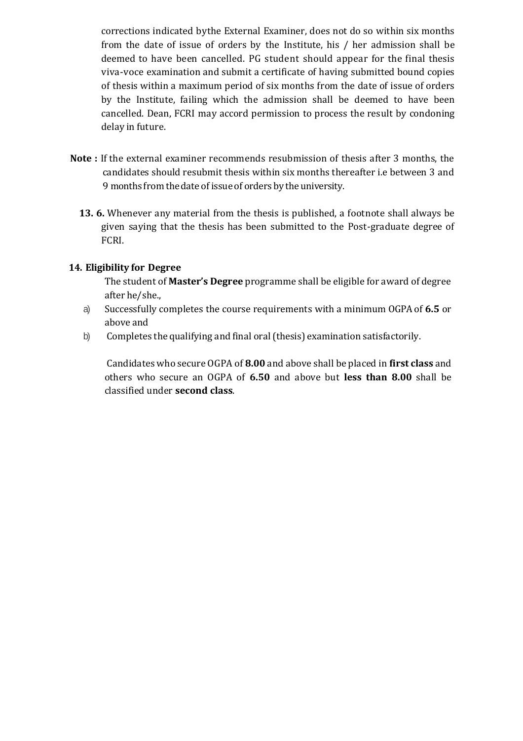corrections indicated bythe External Examiner, does not do so within six months from the date of issue of orders by the Institute, his / her admission shall be deemed to have been cancelled. PG student should appear for the final thesis viva-voce examination and submit a certificate of having submitted bound copies of thesis within a maximum period of six months from the date of issue of orders by the Institute, failing which the admission shall be deemed to have been cancelled. Dean, FCRI may accord permission to process the result by condoning delay in future.

**Note :** If the external examiner recommends resubmission of thesis after 3 months, the candidates should resubmit thesis within six months thereafter i.e between 3 and 9 months from the date of issue of orders by the university.

**13. 6.** Whenever any material from the thesis is published, a footnote shall always be given saying that the thesis has been submitted to the Post-graduate degree of FCRI.

## 14. Eligibility for Degree

The student of **Master's Degree** programme shall be eligible for award of degree after he/she.,

a) Successfully completes the course requirements with a minimum OGPA of **6.5** or above and

b) Completes the qualifying and final oral (thesis) examination satisfactorily.

Candidates who secure OGPA of **8.00** and above shall be placed in **first class** and others who secure an OGPA of **6.50** and above but **less than 8.00** shall be classified under **second class**.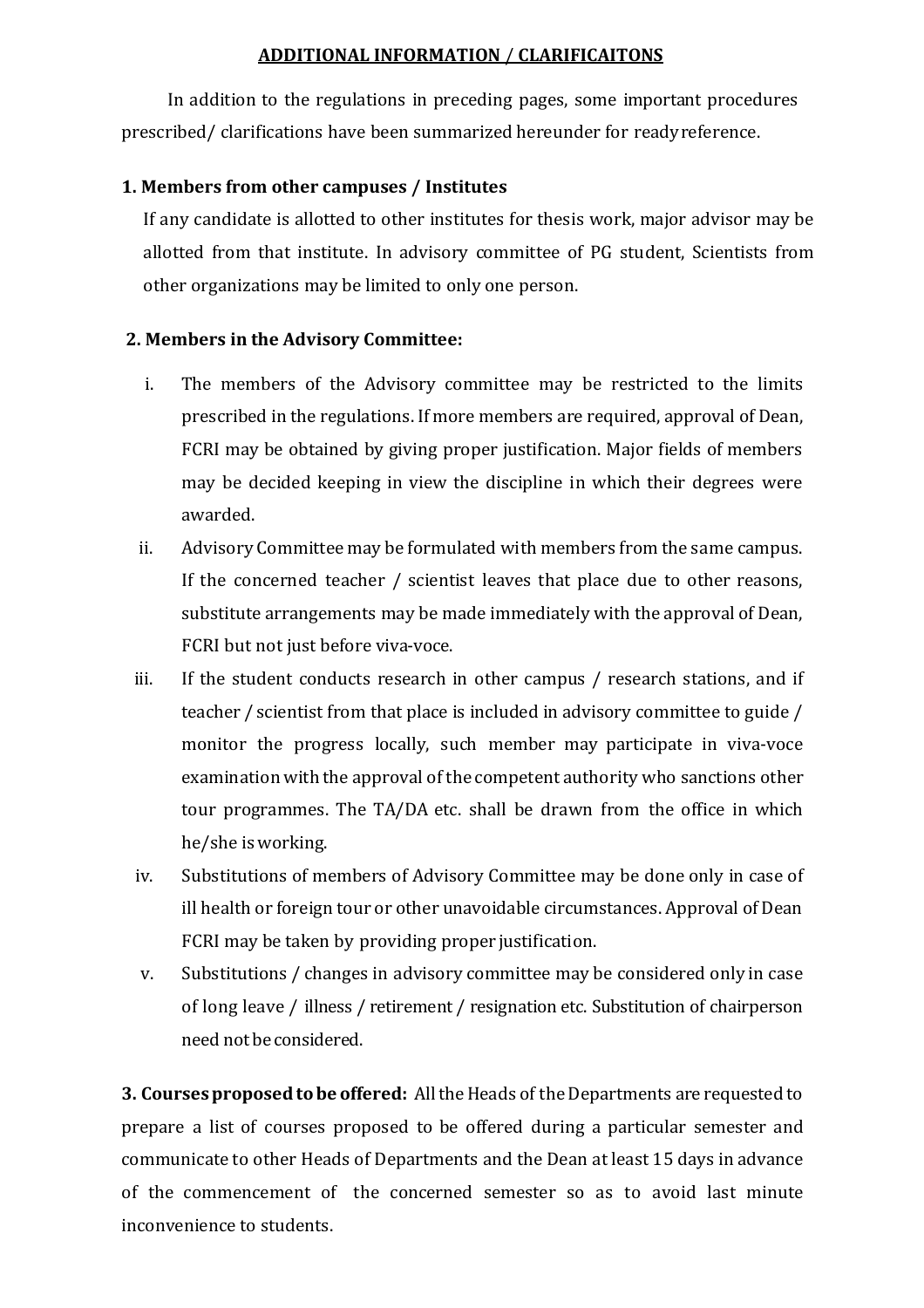## ADDITIONAL INFORMATION / CLARIFICAITONS

In addition to the regulations in preceding pages, some important procedures prescribed/ clarifications have been summarized hereunder for ready reference.

**1. Members from other campuses / Institutes**

If any candidate is allotted to other institutes for thesis work, major advisor may be allotted from that institute. In advisory committee of PG student, Scientists from other organizations may be limited to only one person.

**2. Members in the Advisory Committee:**

i. The members of the Advisory committee may be restricted to the limits prescribed in the regulations. If more members are required, approval of Dean, FCRI may be obtained by giving proper justification. Major fields of members may be decided keeping in view the discipline in which their degrees were awarded.

ii. Advisory Committee may be formulated with members from the same campus. If the concerned teacher / scientist leaves that place due to other reasons, substitute arrangements may be made immediately with the approval of Dean, FCRI but not just before viva-voce.

iii. If the student conducts research in other campus / research stations, and if teacher / scientist from that place is included in advisory committee to guide / monitor the progress locally, such member may participate in viva-voce examination with the approval of the competent authority who sanctions other tour programmes. The TA/DA etc. shall be drawn from the office in which he/she is working.

iv. Substitutions of members of Advisory Committee may be done only in case of ill health or foreign tour or other unavoidable circumstances. Approval of Dean FCRI may be taken by providing proper justification.

v. Substitutions / changes in advisory committee may be considered only in case of long leave / illness / retirement / resignation etc. Substitution of chairperson need not be considered.

**3. Courses proposed to be offered:** All the Heads of the Departments are requested to prepare a list of courses proposed to be offered during a particular semester and communicate to other Heads of Departments and the Dean at least 15 days in advance of the commencement of the concerned semester so as to avoid last minute inconvenience to students.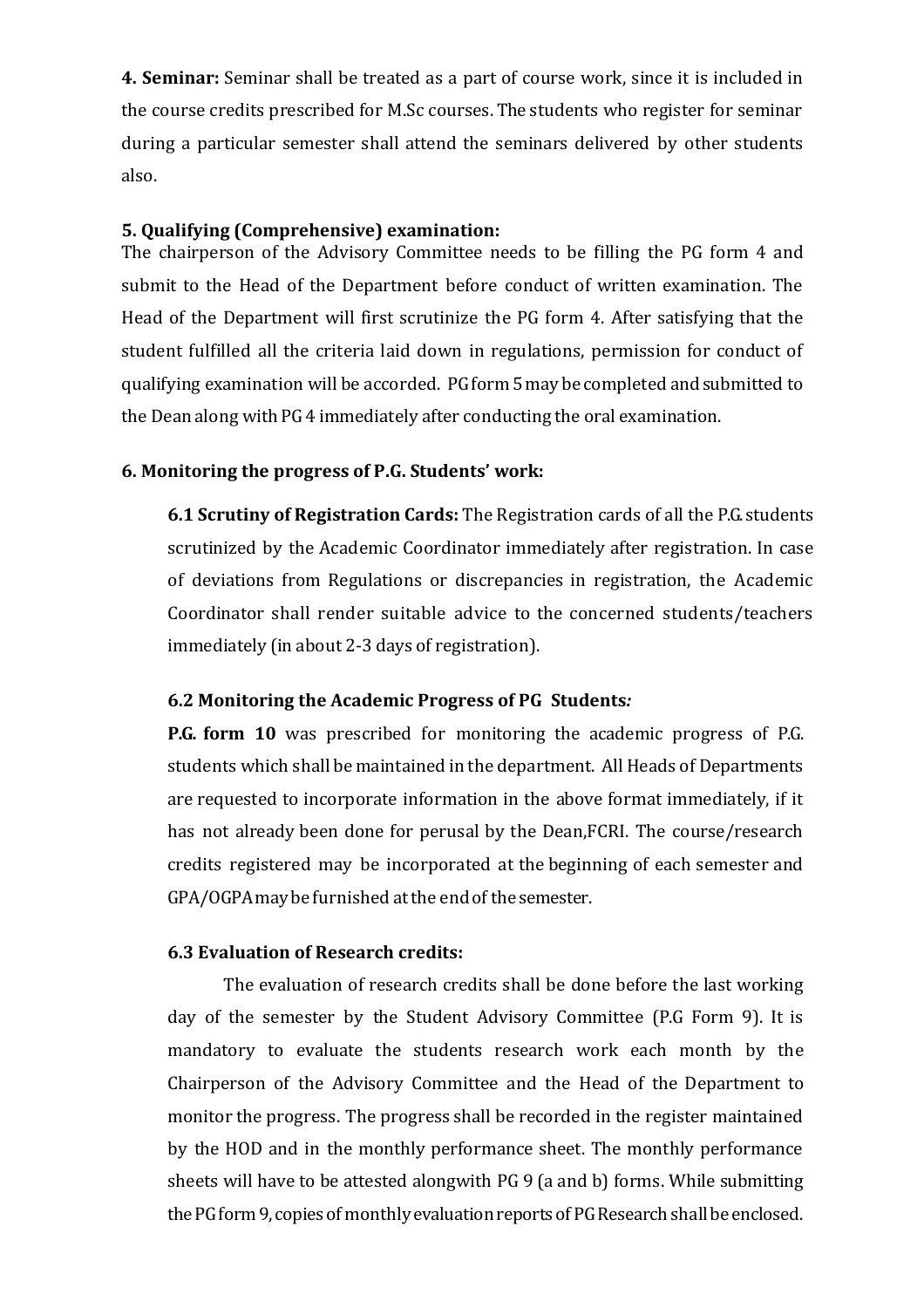**4. Seminar:** Seminar shall be treated as a part of course work, since it is included in the course credits prescribed for M.Sc courses. The students who register for seminar during a particular semester shall attend the seminars delivered by other students also.

**5. Qualifying (Comprehensive) examination:**

The chairperson of the Advisory Committee needs to be filling the PG form 4 and submit to the Head of the Department before conduct of written examination. The Head of the Department will first scrutinize the PG form 4. After satisfying that the student fulfilled all the criteria laid down in regulations, permission for conduct of qualifying examination will be accorded. PG form 5 may be completed and submitted to the Dean along with PG 4 immediately after conducting the oral examination.

**6. Monitoring the progress of P.G. Students' work:**

**6.1 Scrutiny of Registration Cards:** The Registration cards of all the P.G. students scrutinized by the Academic Coordinator immediately after registration. In case of deviations from Regulations or discrepancies in registration, the Academic Coordinator shall render suitable advice to the concerned students/teachers immediately (in about 2-3 days of registration).

**6.2 Monitoring the Academic Progress of PG Students*:***

**P.G. form 10** was prescribed for monitoring the academic progress of P.G. students which shall be maintained in the department. All Heads of Departments are requested to incorporate information in the above format immediately, if it has not already been done for perusal by the Dean,FCRI. The course/research credits registered may be incorporated at the beginning of each semester and GPA/OGPA may be furnished at the end of the semester.

**6.3 Evaluation of Research credits:**

The evaluation of research credits shall be done before the last working day of the semester by the Student Advisory Committee (P.G Form 9). It is mandatory to evaluate the students research work each month by the Chairperson of the Advisory Committee and the Head of the Department to monitor the progress. The progress shall be recorded in the register maintained by the HOD and in the monthly performance sheet. The monthly performance sheets will have to be attested alongwith PG 9 (a and b) forms. While submitting the PG form 9, copies of monthly evaluation reports of PG Research shall be enclosed.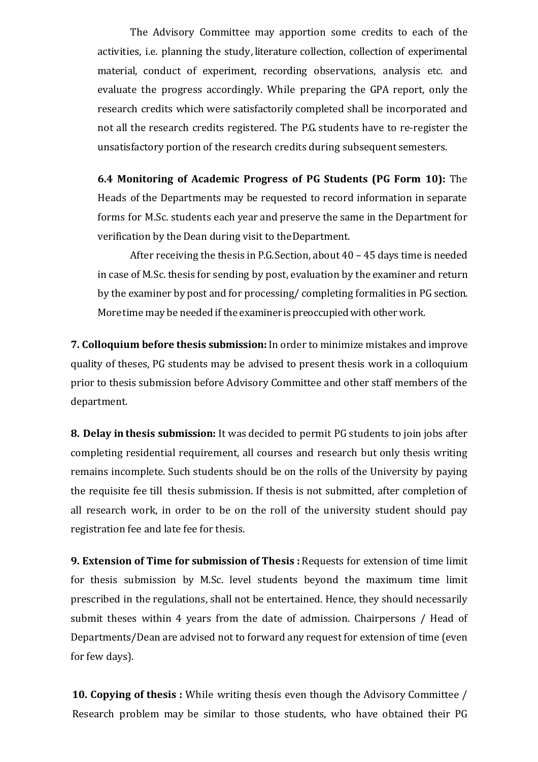The Advisory Committee may apportion some credits to each of the activities, i.e. planning the study, literature collection, collection of experimental material, conduct of experiment, recording observations, analysis etc. and evaluate the progress accordingly. While preparing the GPA report, only the research credits which were satisfactorily completed shall be incorporated and not all the research credits registered. The P.G. students have to re-register the unsatisfactory portion of the research credits during subsequent semesters.

**6.4 Monitoring of Academic Progress of PG Students (PG Form 10):** The Heads of the Departments may be requested to record information in separate forms for M.Sc. students each year and preserve the same in the Department for verification by the Dean during visit to the Department.

After receiving the thesis in P.G. Section, about 40 – 45 days time is needed in case of M.Sc. thesis for sending by post, evaluation by the examiner and return by the examiner by post and for processing/ completing formalities in PG section. More time may be needed if the examiner is preoccupied with other work.

**7. Colloquium before thesis submission:** In order to minimize mistakes and improve quality of theses, PG students may be advised to present thesis work in a colloquium prior to thesis submission before Advisory Committee and other staff members of the department.

**8. Delay in thesis submission:** It was decided to permit PG students to join jobs after completing residential requirement, all courses and research but only thesis writing remains incomplete. Such students should be on the rolls of the University by paying the requisite fee till thesis submission. If thesis is not submitted, after completion of all research work, in order to be on the roll of the university student should pay registration fee and late fee for thesis.

**9. Extension of Time for submission of Thesis :** Requests for extension of time limit for thesis submission by M.Sc. level students beyond the maximum time limit prescribed in the regulations, shall not be entertained. Hence, they should necessarily submit theses within 4 years from the date of admission. Chairpersons / Head of Departments/Dean are advised not to forward any request for extension of time (even for few days).

**10. Copying of thesis :** While writing thesis even though the Advisory Committee / Research problem may be similar to those students, who have obtained their PG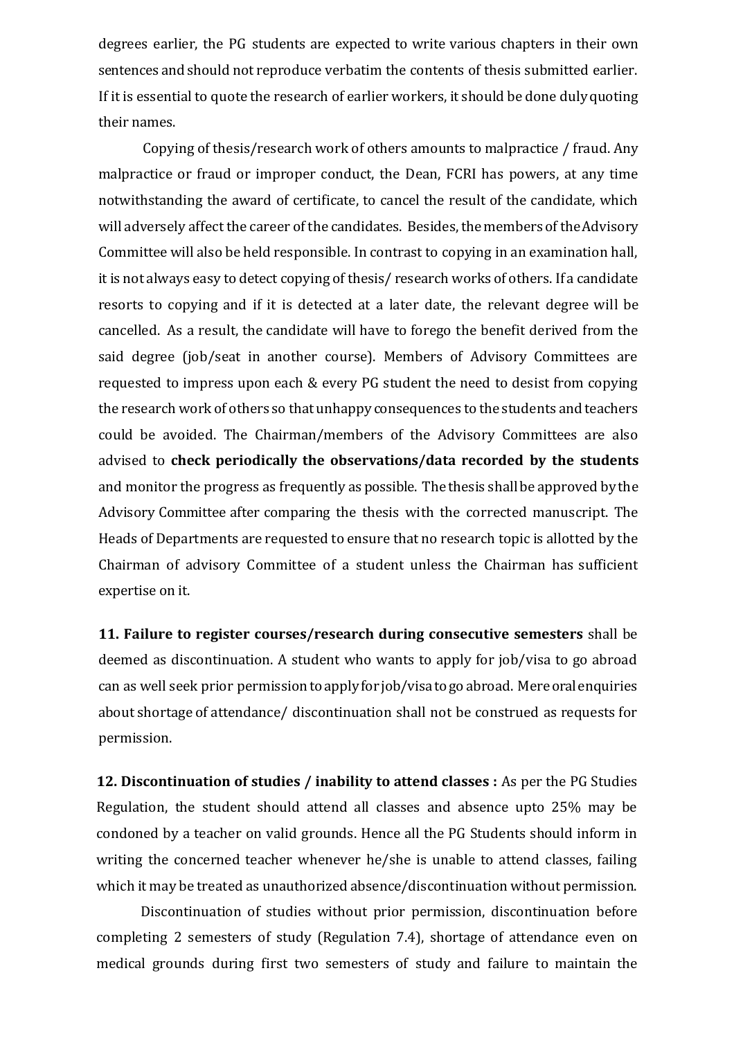degrees earlier, the PG students are expected to write various chapters in their own sentences and should not reproduce verbatim the contents of thesis submitted earlier. If it is essential to quote the research of earlier workers, it should be done duly quoting their names.

Copying of thesis/research work of others amounts to malpractice / fraud. Any malpractice or fraud or improper conduct, the Dean, FCRI has powers, at any time notwithstanding the award of certificate, to cancel the result of the candidate, which will adversely affect the career of the candidates. Besides, the members of the Advisory Committee will also be held responsible. In contrast to copying in an examination hall, it is not always easy to detect copying of thesis/ research works of others. If a candidate resorts to copying and if it is detected at a later date, the relevant degree will be cancelled. As a result, the candidate will have to forego the benefit derived from the said degree (job/seat in another course). Members of Advisory Committees are requested to impress upon each & every PG student the need to desist from copying the research work of others so that unhappy consequences to the students and teachers could be avoided. The Chairman/members of the Advisory Committees are also advised to **check periodically the observations/data recorded by the students** and monitor the progress as frequently as possible. The thesis shall be approved by the Advisory Committee after comparing the thesis with the corrected manuscript. The Heads of Departments are requested to ensure that no research topic is allotted by the Chairman of advisory Committee of a student unless the Chairman has sufficient expertise on it.

**11. Failure to register courses/research during consecutive semesters** shall be deemed as discontinuation. A student who wants to apply for job/visa to go abroad can as well seek prior permission to apply for job/visa to go abroad. Mere oral enquiries about shortage of attendance/ discontinuation shall not be construed as requests for permission.

**12. Discontinuation of studies / inability to attend classes :** As per the PG Studies Regulation, the student should attend all classes and absence upto 25% may be condoned by a teacher on valid grounds. Hence all the PG Students should inform in writing the concerned teacher whenever he/she is unable to attend classes, failing which it may be treated as unauthorized absence/discontinuation without permission.

Discontinuation of studies without prior permission, discontinuation before completing 2 semesters of study (Regulation 7.4), shortage of attendance even on medical grounds during first two semesters of study and failure to maintain the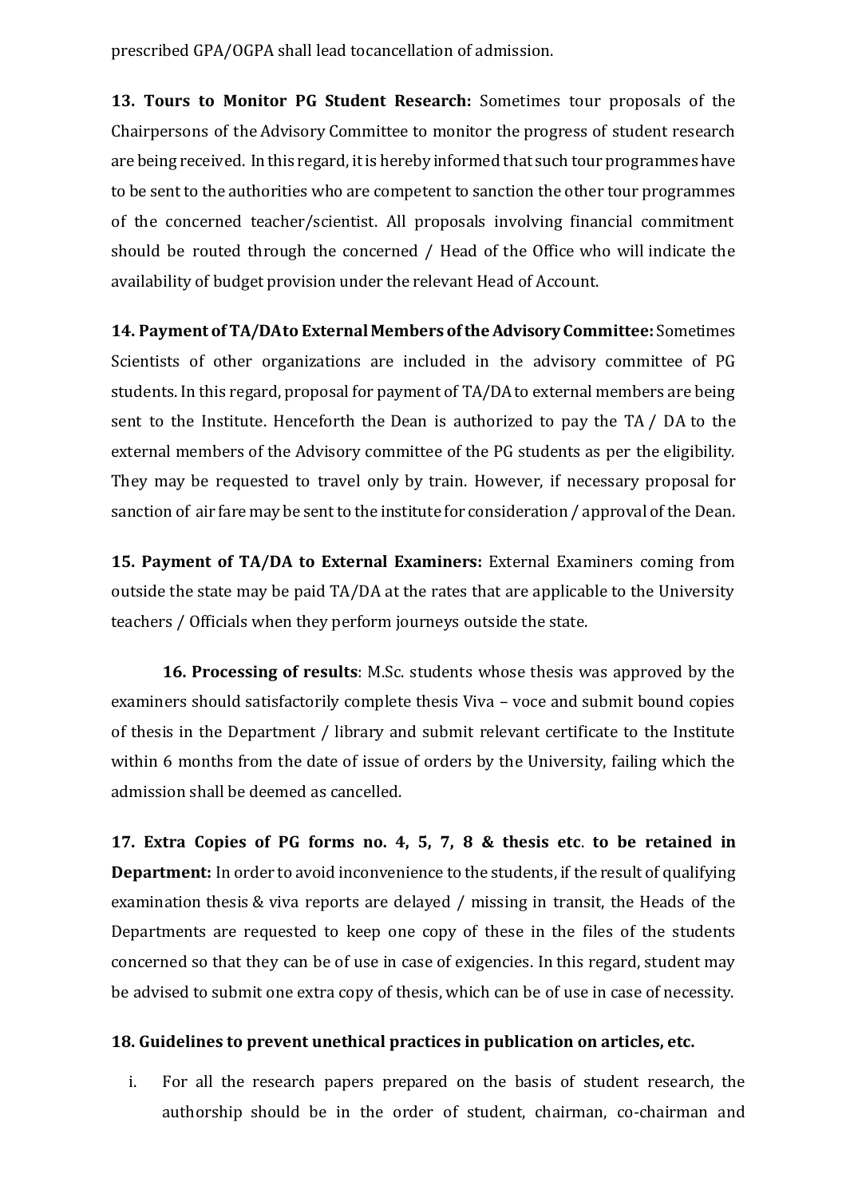prescribed GPA/OGPA shall lead tocancellation of admission.

**13. Tours to Monitor PG Student Research:** Sometimes tour proposals of the Chairpersons of the Advisory Committee to monitor the progress of student research are being received. In this regard, it is hereby informed that such tour programmes have to be sent to the authorities who are competent to sanction the other tour programmes of the concerned teacher/scientist. All proposals involving financial commitment should be routed through the concerned / Head of the Office who will indicate the availability of budget provision under the relevant Head of Account.

**14. Payment of TA/DAto External Members of the Advisory Committee:** Sometimes Scientists of other organizations are included in the advisory committee of PG students. In this regard, proposal for payment of TA/DA to external members are being sent to the Institute. Henceforth the Dean is authorized to pay the TA / DA to the external members of the Advisory committee of the PG students as per the eligibility. They may be requested to travel only by train. However, if necessary proposal for sanction of air fare may be sent to the institute for consideration / approval of the Dean.

**15. Payment of TA/DA to External Examiners:** External Examiners coming from outside the state may be paid TA/DA at the rates that are applicable to the University teachers / Officials when they perform journeys outside the state.

**16. Processing of results**: M.Sc. students whose thesis was approved by the examiners should satisfactorily complete thesis Viva – voce and submit bound copies of thesis in the Department / library and submit relevant certificate to the Institute within 6 months from the date of issue of orders by the University, failing which the admission shall be deemed as cancelled.

**17. Extra Copies of PG forms no. 4, 5, 7, 8 & thesis etc. to be retained in Department:** In order to avoid inconvenience to the students, if the result of qualifying examination thesis & viva reports are delayed / missing in transit, the Heads of the Departments are requested to keep one copy of these in the files of the students concerned so that they can be of use in case of exigencies. In this regard, student may be advised to submit one extra copy of thesis, which can be of use in case of necessity.

**18. Guidelines to prevent unethical practices in publication on articles, etc.**

i. For all the research papers prepared on the basis of student research, the authorship should be in the order of student, chairman, co-chairman and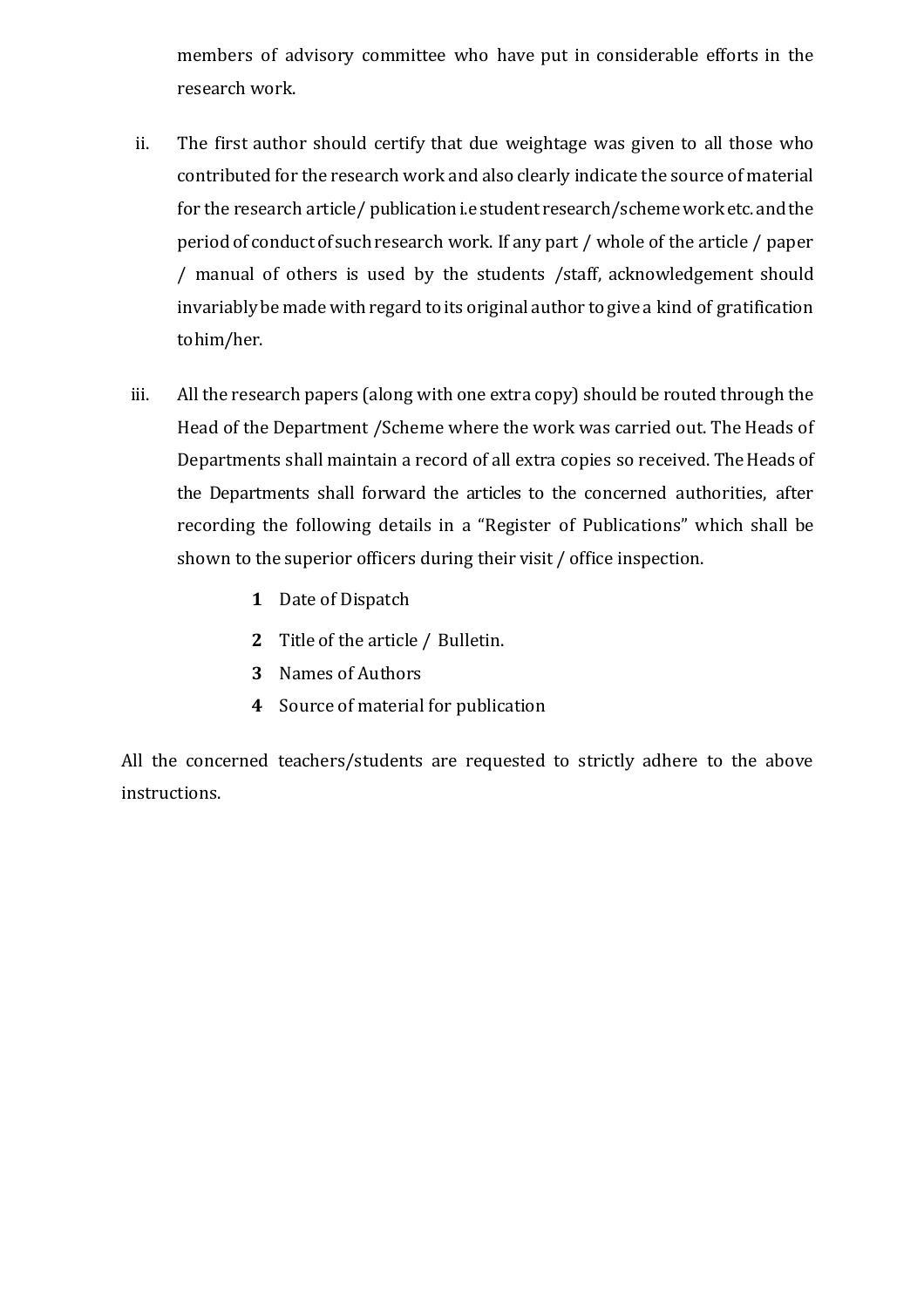members of advisory committee who have put in considerable efforts in the research work.

ii. The first author should certify that due weightage was given to all those who contributed for the research work and also clearly indicate the source of material for the research article/ publication i.e student research/scheme work etc. and the period of conduct of such research work. If any part / whole of the article / paper / manual of others is used by the students /staff, acknowledgement should invariably be made with regard to its original author to give a kind of gratification to him/her.

iii. All the research papers (along with one extra copy) should be routed through the Head of the Department /Scheme where the work was carried out. The Heads of Departments shall maintain a record of all extra copies so received. The Heads of the Departments shall forward the articles to the concerned authorities, after recording the following details in a "Register of Publications" which shall be shown to the superior officers during their visit / office inspection.

   **1** Date of Dispatch

   **2** Title of the article / Bulletin.

   **3** Names of Authors

   **4** Source of material for publication

All the concerned teachers/students are requested to strictly adhere to the above instructions.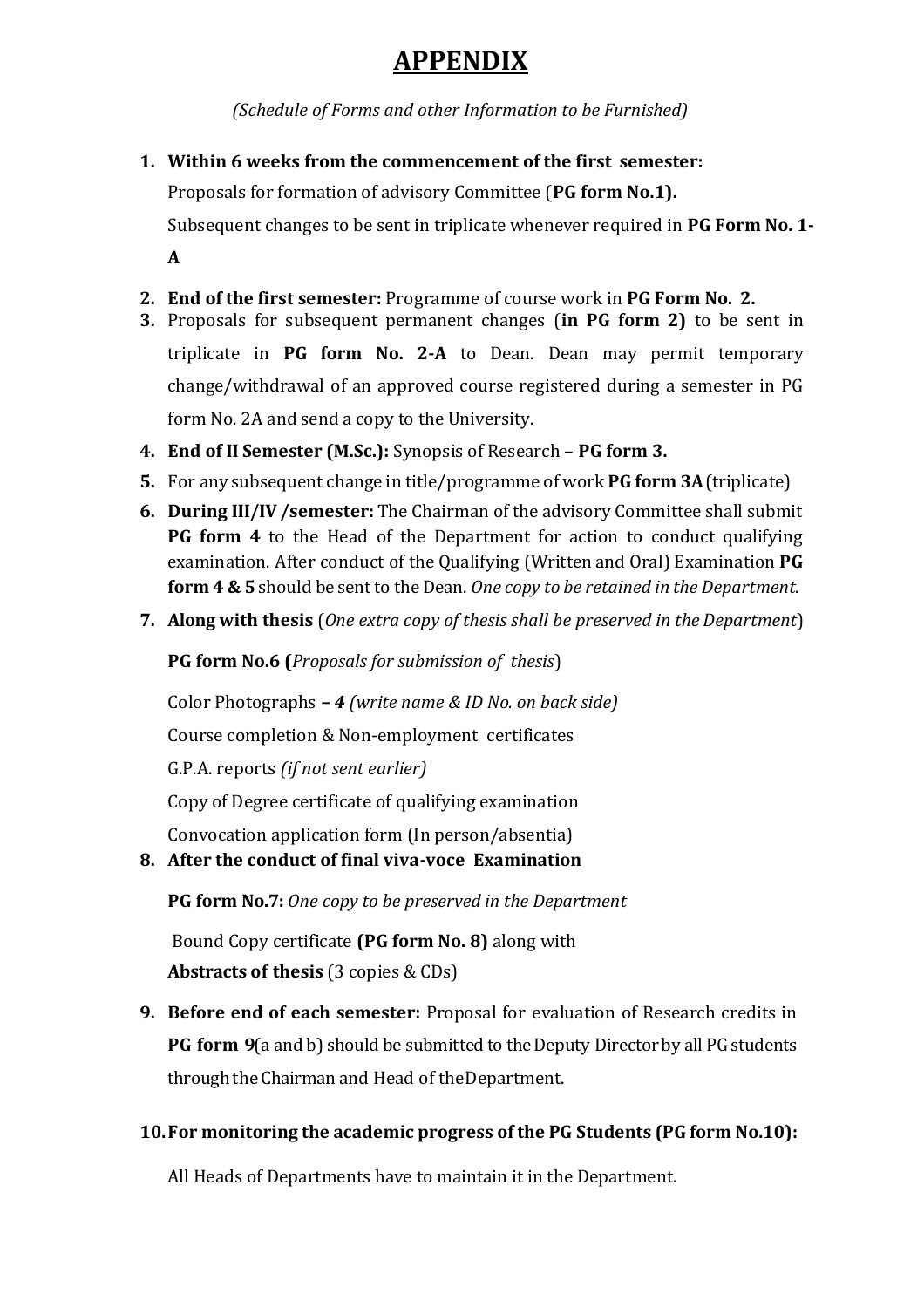# APPENDIX

*(Schedule of Forms and other Information to be Furnished)*

1. **Within 6 weeks from the commencement of the first semester:**

   Proposals for formation of advisory Committee (**PG form No.1).**

   Subsequent changes to be sent in triplicate whenever required in **PG Form No. 1-A**

2. **End of the first semester:** Programme of course work in **PG Form No. 2.**
3. Proposals for subsequent permanent changes (**in PG form 2)** to be sent in triplicate in **PG form No. 2-A** to Dean. Dean may permit temporary change/withdrawal of an approved course registered during a semester in PG form No. 2A and send a copy to the University.
4. **End of II Semester (M.Sc.):** Synopsis of Research – **PG form 3.**
5. For any subsequent change in title/programme of work **PG form 3A** (triplicate)
6. **During III/IV /semester:** The Chairman of the advisory Committee shall submit **PG form 4** to the Head of the Department for action to conduct qualifying examination. After conduct of the Qualifying (Written and Oral) Examination **PG form 4 & 5** should be sent to the Dean. *One copy to be retained in the Department.*
7. **Along with thesis** (*One extra copy of thesis shall be preserved in the Department*)

   **PG form No.6 (***Proposals for submission of thesis*)

   Color Photographs **–** ***4*** *(write name & ID No. on back side)*

   Course completion & Non-employment certificates

   G.P.A. reports *(if not sent earlier)*

   Copy of Degree certificate of qualifying examination

   Convocation application form (In person/absentia)

8. **After the conduct of final viva-voce Examination**

   **PG form No.7:** *One copy to be preserved in the Department*

   Bound Copy certificate **(PG form No. 8)** along with **Abstracts of thesis** (3 copies & CDs)

9. **Before end of each semester:** Proposal for evaluation of Research credits in **PG form 9**(a and b) should be submitted to the Deputy Director by all PG students through the Chairman and Head of the Department.

10. **For monitoring the academic progress of the PG Students (PG form No.10):**

    All Heads of Departments have to maintain it in the Department.